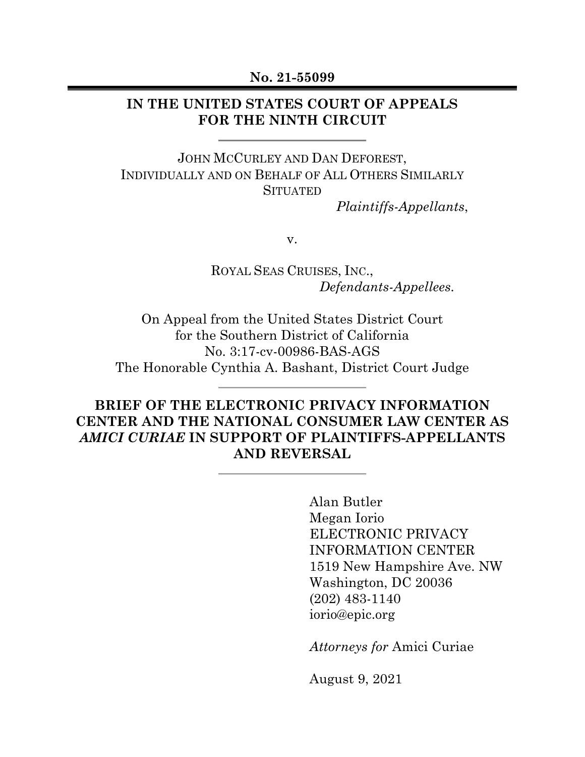**No. 21-55099**

**IN THE UNITED STATES COURT OF APPEALS FOR THE NINTH CIRCUIT**

---

JOHN MCCURLEY AND DAN DEFOREST, INDIVIDUALLY AND ON BEHALF OF ALL OTHERS SIMILARLY SITUATED

*Plaintiffs-Appellants*,

v.

ROYAL SEAS CRUISES, INC.,

*Defendants-Appellees.*

On Appeal from the United States District Court for the Southern District of California
No. 3:17-cv-00986-BAS-AGS
The Honorable Cynthia A. Bashant, District Court Judge

---

**BRIEF OF THE ELECTRONIC PRIVACY INFORMATION CENTER AND THE NATIONAL CONSUMER LAW CENTER AS *AMICI CURIAE* IN SUPPORT OF PLAINTIFFS-APPELLANTS AND REVERSAL**

---

Alan Butler
Megan Iorio
ELECTRONIC PRIVACY INFORMATION CENTER
1519 New Hampshire Ave. NW
Washington, DC 20036
(202) 483-1140
iorio@epic.org

*Attorneys for* Amici Curiae

August 9, 2021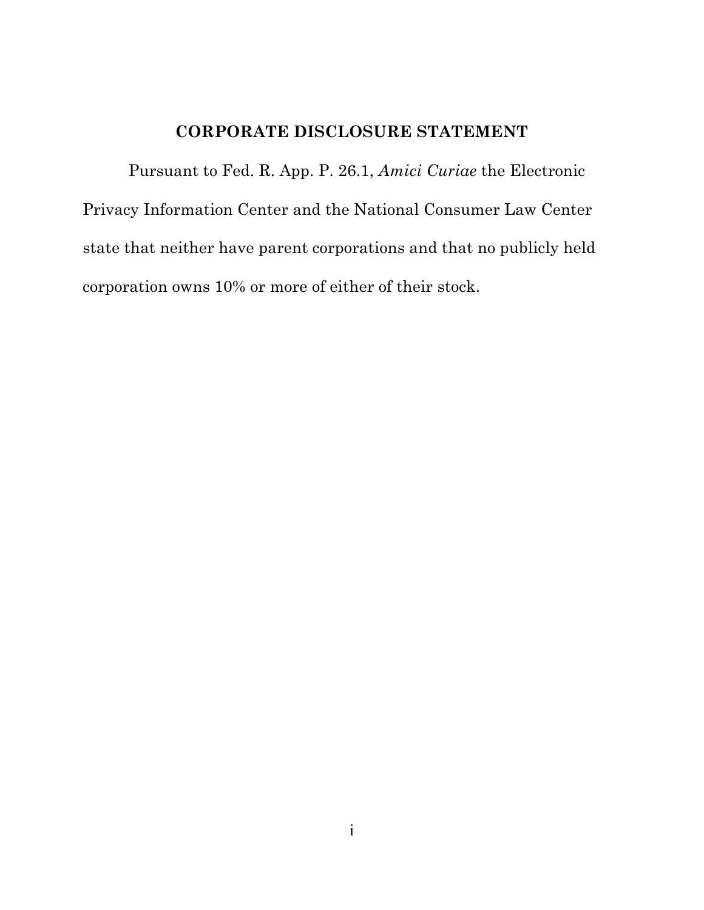## CORPORATE DISCLOSURE STATEMENT

Pursuant to Fed. R. App. P. 26.1, *Amici Curiae* the Electronic Privacy Information Center and the National Consumer Law Center state that neither have parent corporations and that no publicly held corporation owns 10% or more of either of their stock.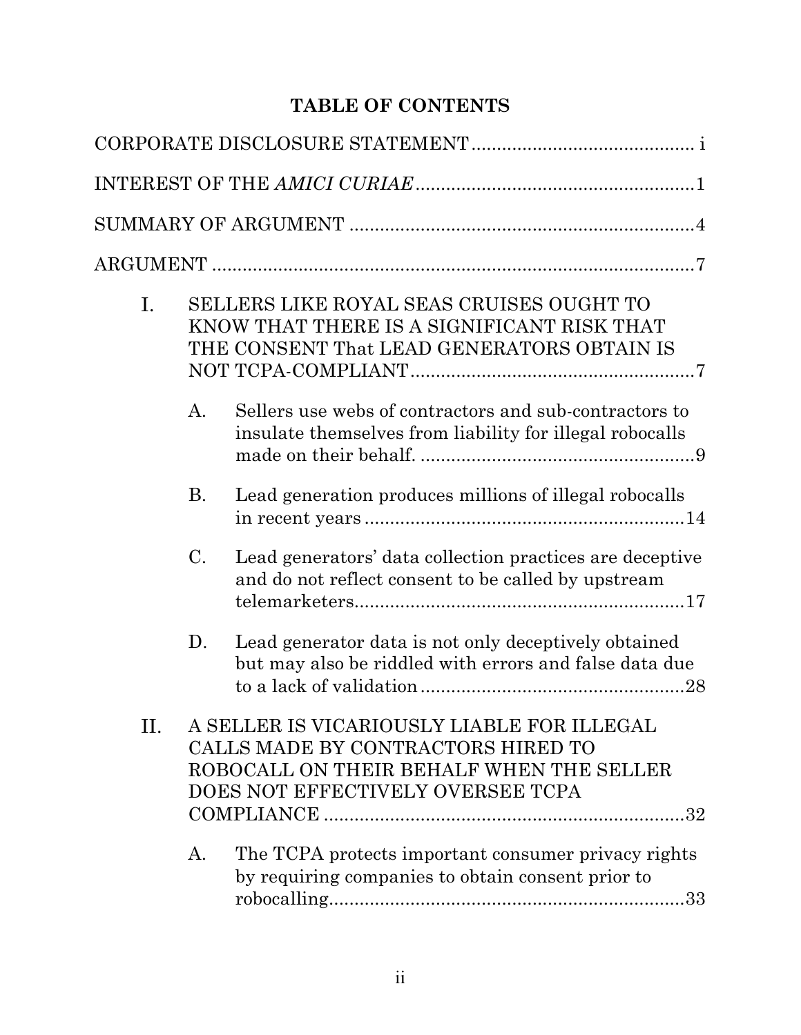# TABLE OF CONTENTS

CORPORATE DISCLOSURE STATEMENT ........................................... i

INTEREST OF THE *AMICI CURIAE* ......................................................1

SUMMARY OF ARGUMENT ...................................................................4

ARGUMENT ...............................................................................................7

I. SELLERS LIKE ROYAL SEAS CRUISES OUGHT TO KNOW THAT THERE IS A SIGNIFICANT RISK THAT THE CONSENT That LEAD GENERATORS OBTAIN IS NOT TCPA-COMPLIANT.......................................................7

   A. Sellers use webs of contractors and sub-contractors to insulate themselves from liability for illegal robocalls made on their behalf. ......................................................9

   B. Lead generation produces millions of illegal robocalls in recent years ...............................................................14

   C. Lead generators' data collection practices are deceptive and do not reflect consent to be called by upstream telemarketers................................................................17

   D. Lead generator data is not only deceptively obtained but may also be riddled with errors and false data due to a lack of validation ...................................................28

II. A SELLER IS VICARIOUSLY LIABLE FOR ILLEGAL CALLS MADE BY CONTRACTORS HIRED TO ROBOCALL ON THEIR BEHALF WHEN THE SELLER DOES NOT EFFECTIVELY OVERSEE TCPA COMPLIANCE .....................................................................32

   A. The TCPA protects important consumer privacy rights by requiring companies to obtain consent prior to robocalling....................................................................33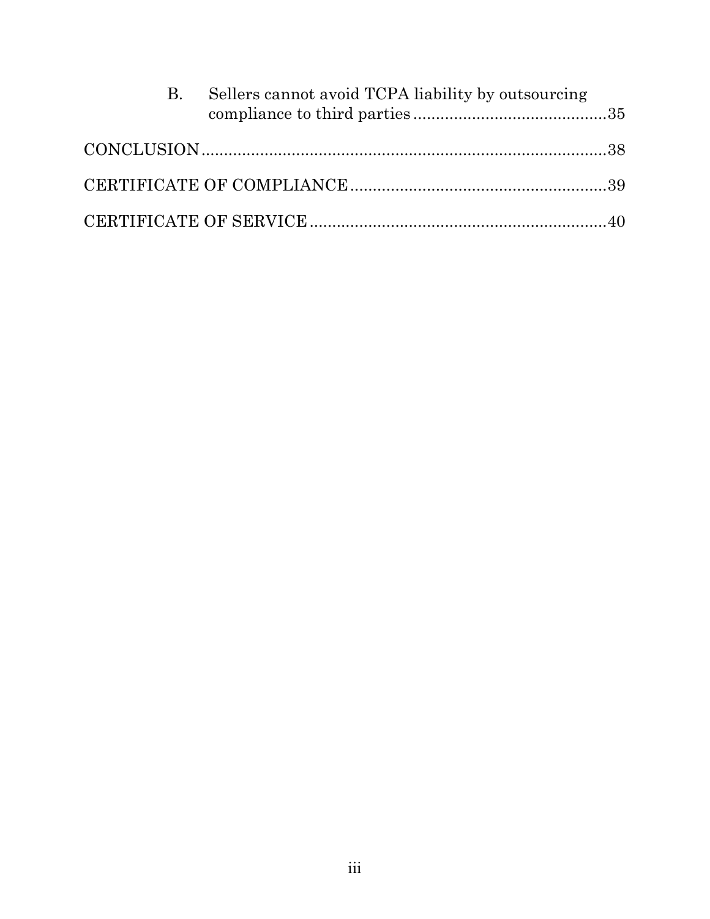B. Sellers cannot avoid TCPA liability by outsourcing compliance to third parties ........................................35

CONCLUSION ........................................................................................38

CERTIFICATE OF COMPLIANCE ........................................................39

CERTIFICATE OF SERVICE ..................................................................40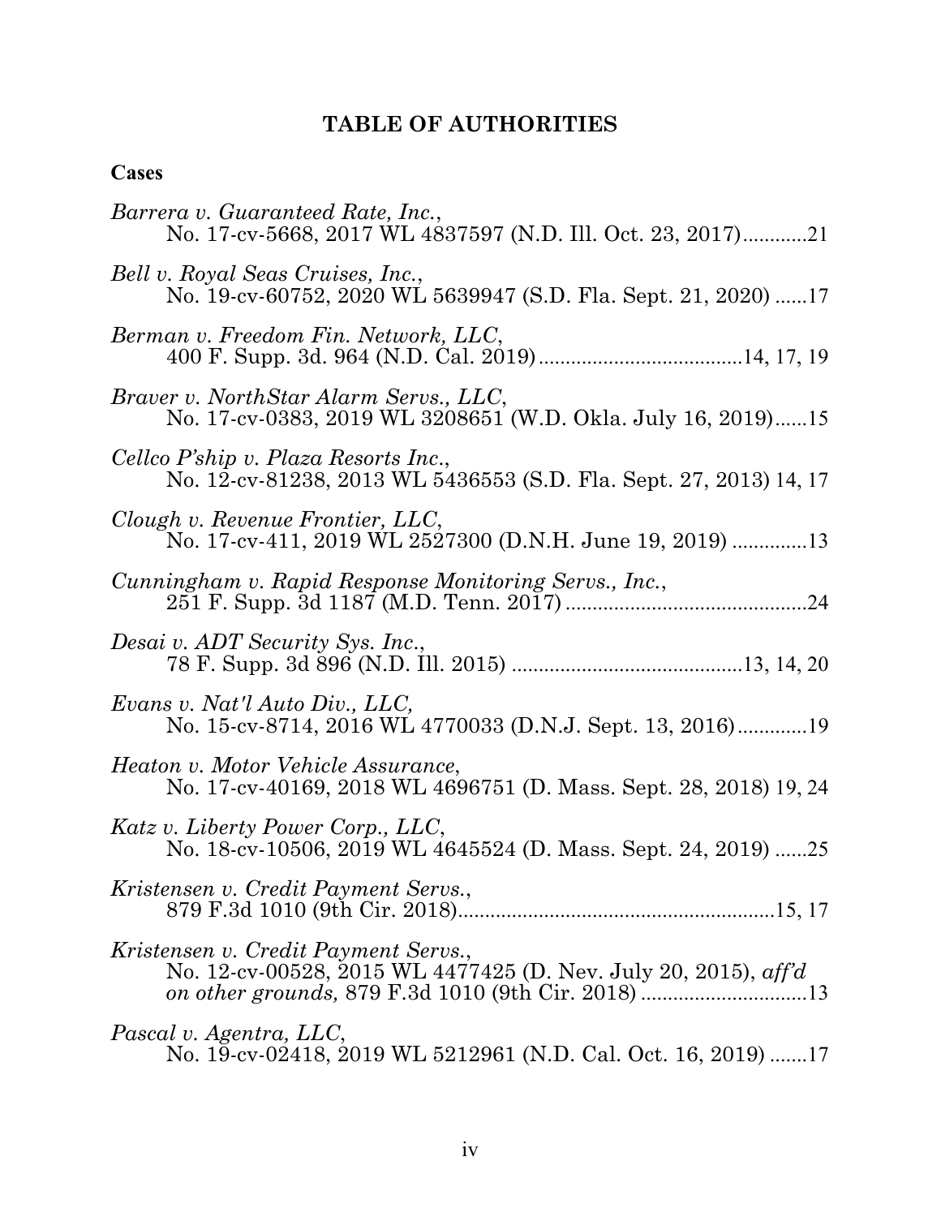## TABLE OF AUTHORITIES

### Cases

*Barrera v. Guaranteed Rate, Inc.*, No. 17-cv-5668, 2017 WL 4837597 (N.D. Ill. Oct. 23, 2017)............21

*Bell v. Royal Seas Cruises, Inc.*, No. 19-cv-60752, 2020 WL 5639947 (S.D. Fla. Sept. 21, 2020) ......17

*Berman v. Freedom Fin. Network, LLC*, 400 F. Supp. 3d. 964 (N.D. Cal. 2019).......................................14, 17, 19

*Braver v. NorthStar Alarm Servs., LLC*, No. 17-cv-0383, 2019 WL 3208651 (W.D. Okla. July 16, 2019)......15

*Cellco P'ship v. Plaza Resorts Inc.*, No. 12-cv-81238, 2013 WL 5436553 (S.D. Fla. Sept. 27, 2013) 14, 17

*Clough v. Revenue Frontier, LLC*, No. 17-cv-411, 2019 WL 2527300 (D.N.H. June 19, 2019) ..............13

*Cunningham v. Rapid Response Monitoring Servs., Inc.*, 251 F. Supp. 3d 1187 (M.D. Tenn. 2017) .............................................24

*Desai v. ADT Security Sys. Inc.*, 78 F. Supp. 3d 896 (N.D. Ill. 2015) ...........................................13, 14, 20

*Evans v. Nat'l Auto Div., LLC,* No. 15-cv-8714, 2016 WL 4770033 (D.N.J. Sept. 13, 2016).............19

*Heaton v. Motor Vehicle Assurance*, No. 17-cv-40169, 2018 WL 4696751 (D. Mass. Sept. 28, 2018) 19, 24

*Katz v. Liberty Power Corp., LLC*, No. 18-cv-10506, 2019 WL 4645524 (D. Mass. Sept. 24, 2019) ......25

*Kristensen v. Credit Payment Servs.*, 879 F.3d 1010 (9th Cir. 2018)...........................................................15, 17

*Kristensen v. Credit Payment Servs.*, No. 12-cv-00528, 2015 WL 4477425 (D. Nev. July 20, 2015), *aff'd on other grounds,* 879 F.3d 1010 (9th Cir. 2018) ...............................13

*Pascal v. Agentra, LLC*, No. 19-cv-02418, 2019 WL 5212961 (N.D. Cal. Oct. 16, 2019) .......17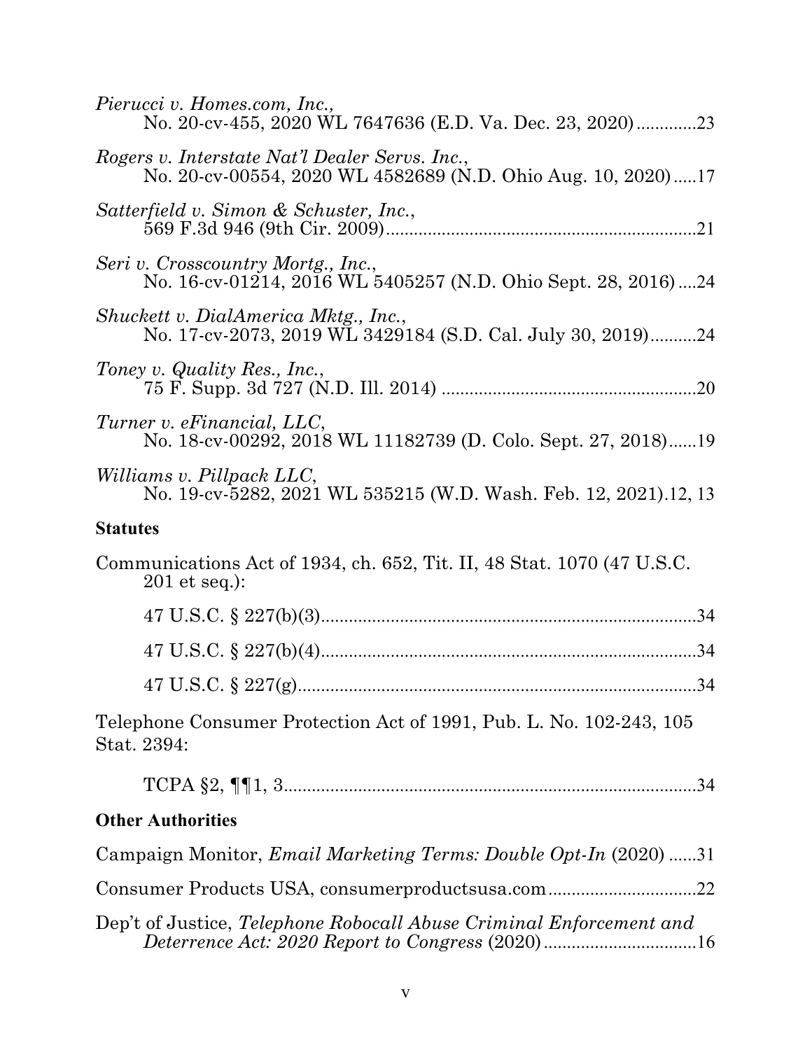*Pierucci v. Homes.com, Inc.*,
No. 20-cv-455, 2020 WL 7647636 (E.D. Va. Dec. 23, 2020).............23

*Rogers v. Interstate Nat'l Dealer Servs. Inc.*,
No. 20-cv-00554, 2020 WL 4582689 (N.D. Ohio Aug. 10, 2020).....17

*Satterfield v. Simon & Schuster, Inc.*,
569 F.3d 946 (9th Cir. 2009)...................................................................21

*Seri v. Crosscountry Mortg., Inc.*,
No. 16-cv-01214, 2016 WL 5405257 (N.D. Ohio Sept. 28, 2016)....24

*Shuckett v. DialAmerica Mktg., Inc.*,
No. 17-cv-2073, 2019 WL 3429184 (S.D. Cal. July 30, 2019)..........24

*Toney v. Quality Res., Inc.*,
75 F. Supp. 3d 727 (N.D. Ill. 2014) .......................................................20

*Turner v. eFinancial, LLC*,
No. 18-cv-00292, 2018 WL 11182739 (D. Colo. Sept. 27, 2018)......19

*Williams v. Pillpack LLC*,
No. 19-cv-5282, 2021 WL 535215 (W.D. Wash. Feb. 12, 2021).12, 13

**Statutes**

Communications Act of 1934, ch. 652, Tit. II, 48 Stat. 1070 (47 U.S.C. 201 et seq.):

47 U.S.C. § 227(b)(3)..................................................................................34

47 U.S.C. § 227(b)(4)..................................................................................34

47 U.S.C. § 227(g).......................................................................................34

Telephone Consumer Protection Act of 1991, Pub. L. No. 102-243, 105 Stat. 2394:

TCPA §2, ¶¶1, 3.........................................................................................34

**Other Authorities**

Campaign Monitor, *Email Marketing Terms: Double Opt-In* (2020) ......31

Consumer Products USA, consumerproductsusa.com................................22

Dep't of Justice, *Telephone Robocall Abuse Criminal Enforcement and Deterrence Act: 2020 Report to Congress* (2020).................................16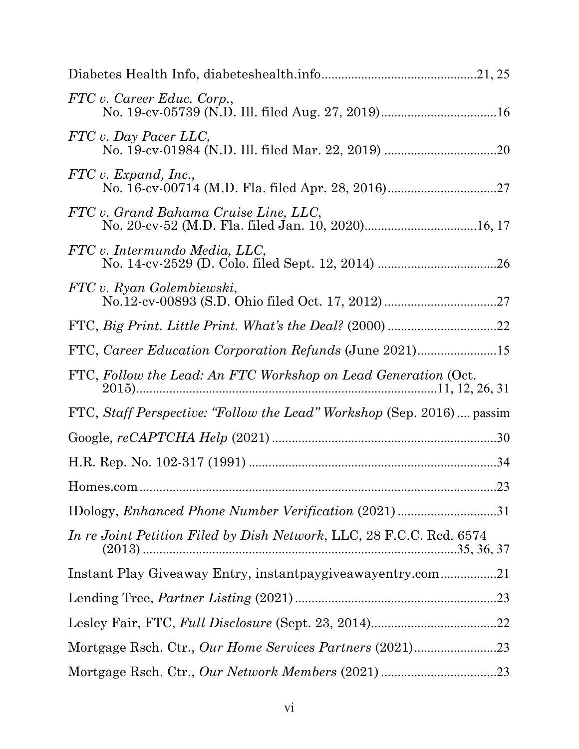Diabetes Health Info, diabeteshealth.info..............................................21, 25

*FTC v. Career Educ. Corp.*,
No. 19-cv-05739 (N.D. Ill. filed Aug. 27, 2019)...................................16

*FTC v. Day Pacer LLC*,
No. 19-cv-01984 (N.D. Ill. filed Mar. 22, 2019) .................................20

*FTC v. Expand, Inc.*,
No. 16-cv-00714 (M.D. Fla. filed Apr. 28, 2016).................................27

*FTC v. Grand Bahama Cruise Line, LLC*,
No. 20-cv-52 (M.D. Fla. filed Jan. 10, 2020).................................16, 17

*FTC v. Intermundo Media, LLC*,
No. 14-cv-2529 (D. Colo. filed Sept. 12, 2014) ...................................26

*FTC v. Ryan Golembiewski*,
No.12-cv-00893 (S.D. Ohio filed Oct. 17, 2012) ..................................27

FTC, *Big Print. Little Print. What's the Deal?* (2000) .................................22

FTC, *Career Education Corporation Refunds* (June 2021)........................15

FTC, *Follow the Lead: An FTC Workshop on Lead Generation* (Oct. 2015)...........................................................................................11, 12, 26, 31

FTC, *Staff Perspective: "Follow the Lead" Workshop* (Sep. 2016) .... passim

Google, *reCAPTCHA Help* (2021) ....................................................................30

H.R. Rep. No. 102-317 (1991) ...........................................................................34

Homes.com.............................................................................................23

IDology, *Enhanced Phone Number Verification* (2021) ..............................31

*In re Joint Petition Filed by Dish Network*, LLC, 28 F.C.C. Rcd. 6574 (2013) ...............................................................................................35, 36, 37

Instant Play Giveaway Entry, instantpaygiveawayentry.com.................21

Lending Tree, *Partner Listing* (2021)..............................................................23

Lesley Fair, FTC, *Full Disclosure* (Sept. 23, 2014)......................................22

Mortgage Rsch. Ctr., *Our Home Services Partners* (2021).........................23

Mortgage Rsch. Ctr., *Our Network Members* (2021) ...................................23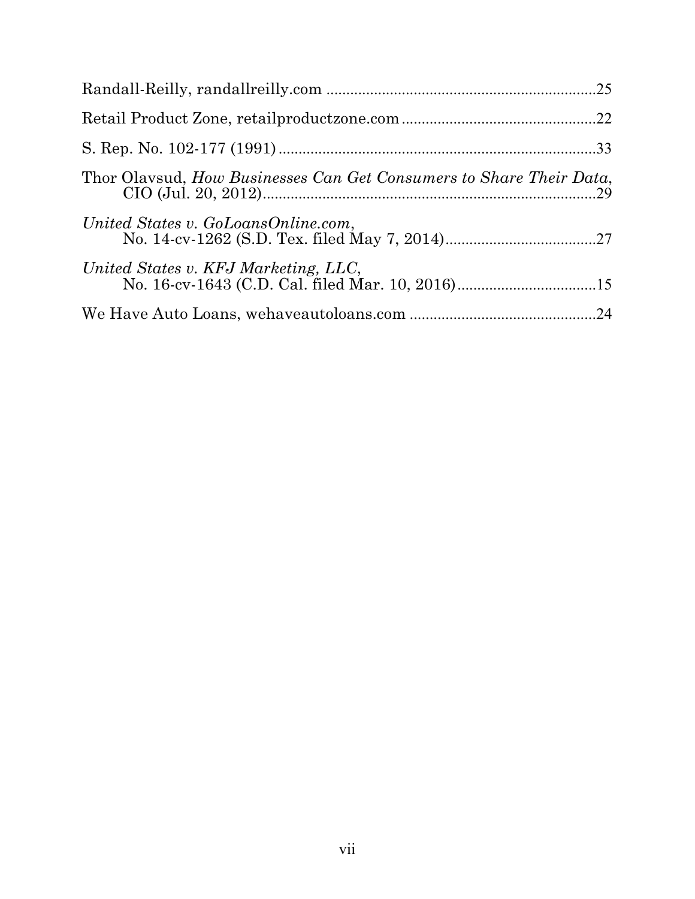Randall-Reilly, randallreilly.com ....................................................................25

Retail Product Zone, retailproductzone.com .................................................22

S. Rep. No. 102-177 (1991) ................................................................................33

Thor Olavsud, *How Businesses Can Get Consumers to Share Their Data*, CIO (Jul. 20, 2012)....................................................................................29

*United States v. GoLoansOnline.com*, No. 14-cv-1262 (S.D. Tex. filed May 7, 2014)......................................27

*United States v. KFJ Marketing, LLC*, No. 16-cv-1643 (C.D. Cal. filed Mar. 10, 2016)...................................15

We Have Auto Loans, wehaveautoloans.com ...............................................24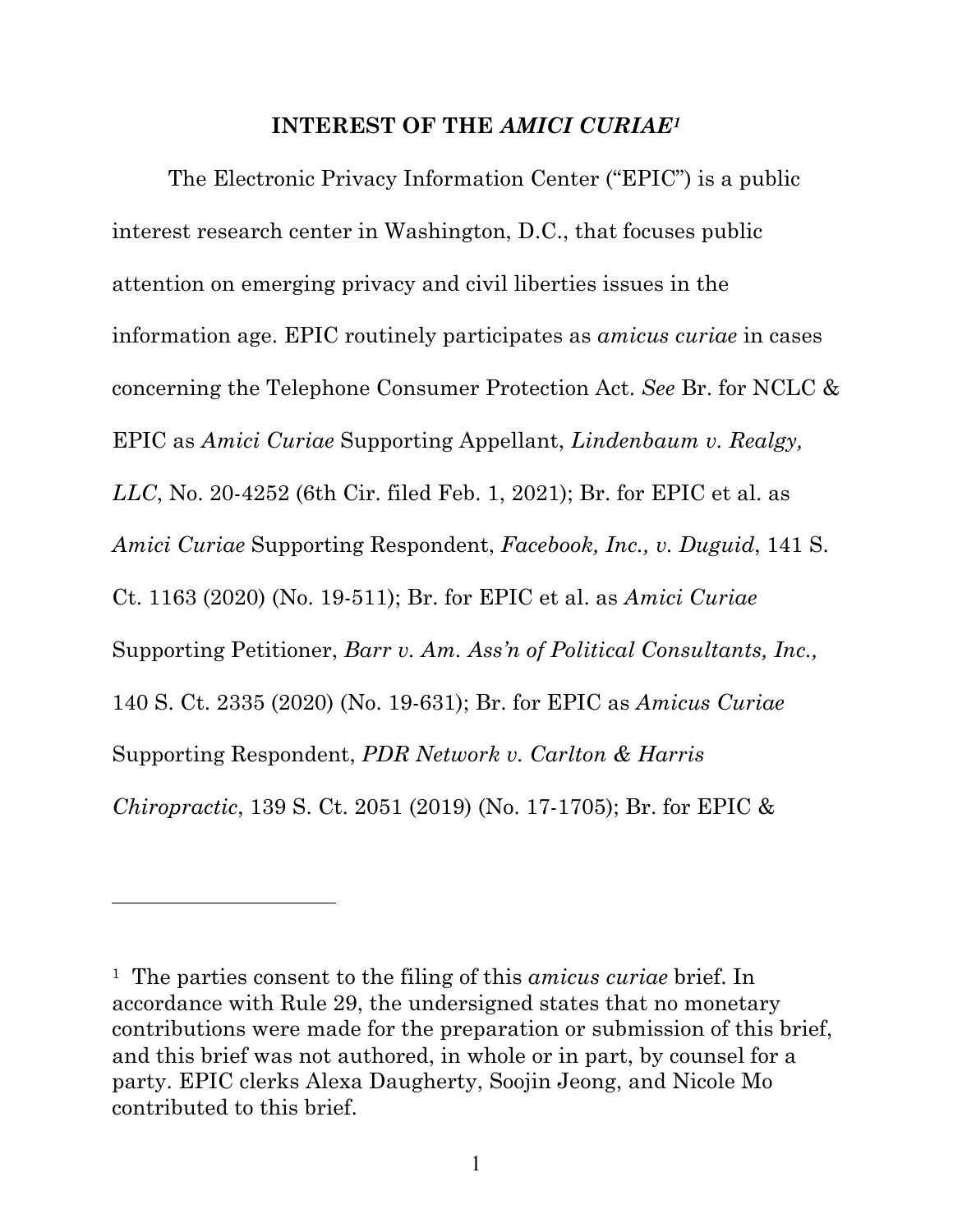## INTEREST OF THE *AMICI CURIAE*[1]

The Electronic Privacy Information Center ("EPIC") is a public interest research center in Washington, D.C., that focuses public attention on emerging privacy and civil liberties issues in the information age. EPIC routinely participates as *amicus curiae* in cases concerning the Telephone Consumer Protection Act. *See* Br. for NCLC & EPIC as *Amici Curiae* Supporting Appellant, *Lindenbaum v. Realgy, LLC*, No. 20-4252 (6th Cir. filed Feb. 1, 2021); Br. for EPIC et al. as *Amici Curiae* Supporting Respondent, *Facebook, Inc., v. Duguid*, 141 S. Ct. 1163 (2020) (No. 19-511); Br. for EPIC et al. as *Amici Curiae* Supporting Petitioner, *Barr v. Am. Ass'n of Political Consultants, Inc.,* 140 S. Ct. 2335 (2020) (No. 19-631); Br. for EPIC as *Amicus Curiae* Supporting Respondent, *PDR Network v. Carlton & Harris Chiropractic*, 139 S. Ct. 2051 (2019) (No. 17-1705); Br. for EPIC &

---

[1] The parties consent to the filing of this *amicus curiae* brief. In accordance with Rule 29, the undersigned states that no monetary contributions were made for the preparation or submission of this brief, and this brief was not authored, in whole or in part, by counsel for a party. EPIC clerks Alexa Daugherty, Soojin Jeong, and Nicole Mo contributed to this brief.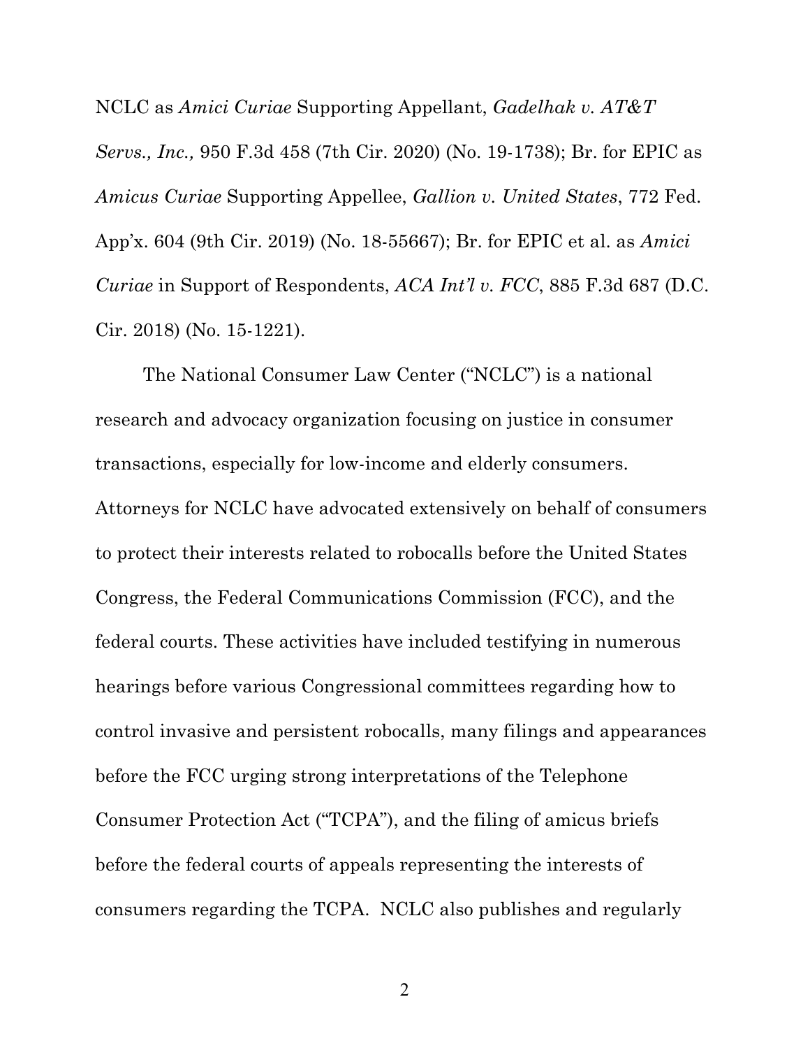NCLC as *Amici Curiae* Supporting Appellant, *Gadelhak v. AT&T Servs., Inc.,* 950 F.3d 458 (7th Cir. 2020) (No. 19-1738); Br. for EPIC as *Amicus Curiae* Supporting Appellee, *Gallion v. United States*, 772 Fed. App'x. 604 (9th Cir. 2019) (No. 18-55667); Br. for EPIC et al. as *Amici Curiae* in Support of Respondents, *ACA Int'l v. FCC*, 885 F.3d 687 (D.C. Cir. 2018) (No. 15-1221).

The National Consumer Law Center ("NCLC") is a national research and advocacy organization focusing on justice in consumer transactions, especially for low-income and elderly consumers. Attorneys for NCLC have advocated extensively on behalf of consumers to protect their interests related to robocalls before the United States Congress, the Federal Communications Commission (FCC), and the federal courts. These activities have included testifying in numerous hearings before various Congressional committees regarding how to control invasive and persistent robocalls, many filings and appearances before the FCC urging strong interpretations of the Telephone Consumer Protection Act ("TCPA"), and the filing of amicus briefs before the federal courts of appeals representing the interests of consumers regarding the TCPA. NCLC also publishes and regularly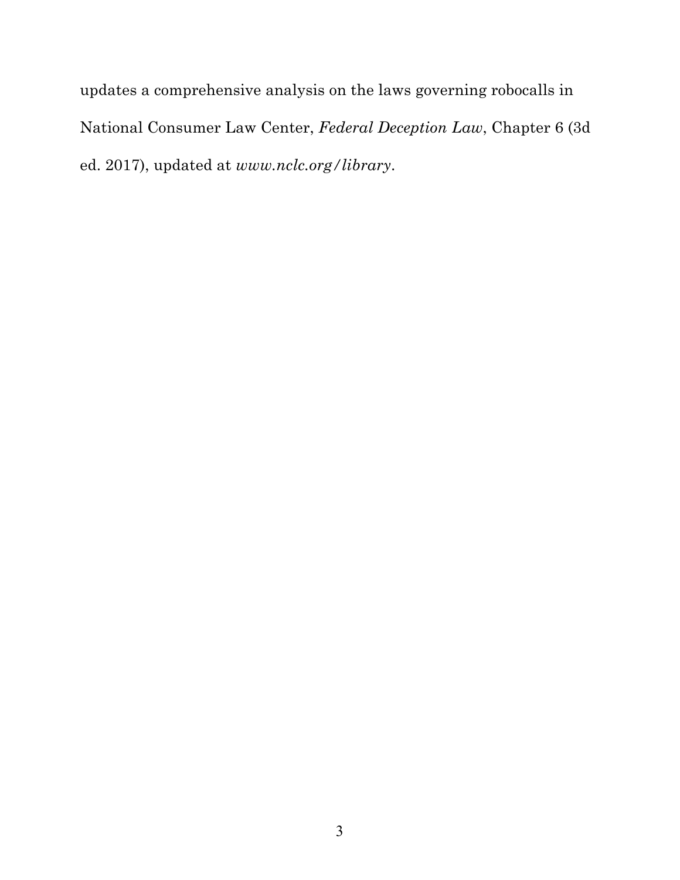updates a comprehensive analysis on the laws governing robocalls in National Consumer Law Center, *Federal Deception Law*, Chapter 6 (3d ed. 2017), updated at *www.nclc.org/library*.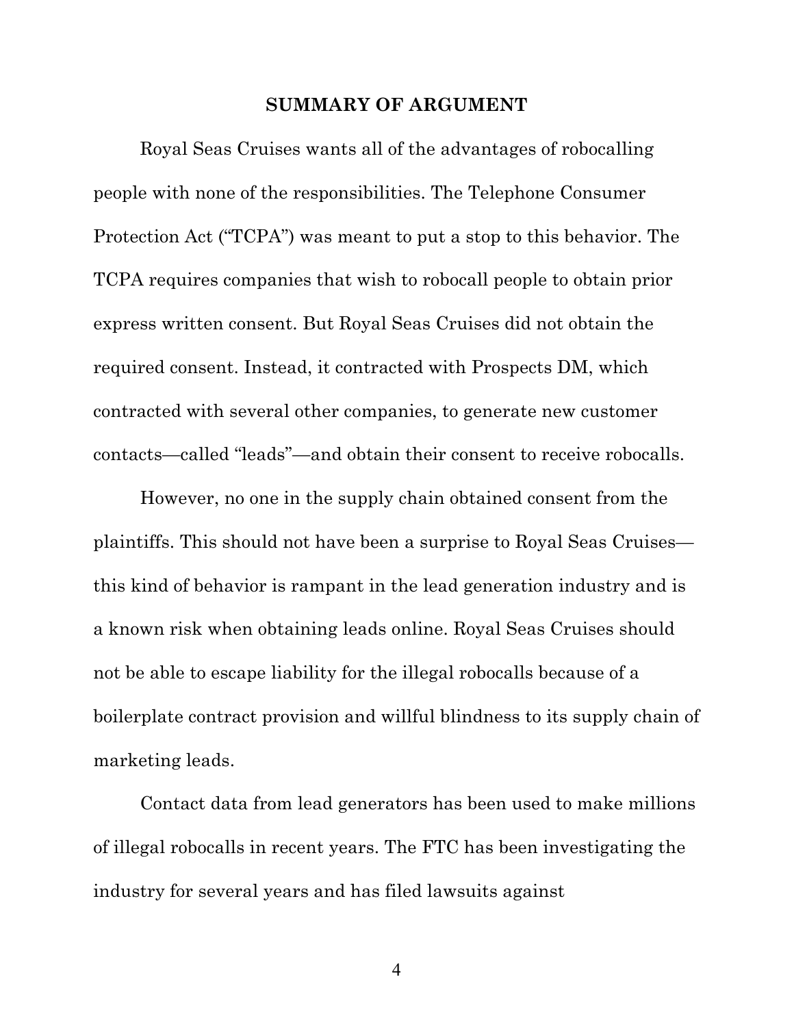## SUMMARY OF ARGUMENT

Royal Seas Cruises wants all of the advantages of robocalling people with none of the responsibilities. The Telephone Consumer Protection Act ("TCPA") was meant to put a stop to this behavior. The TCPA requires companies that wish to robocall people to obtain prior express written consent. But Royal Seas Cruises did not obtain the required consent. Instead, it contracted with Prospects DM, which contracted with several other companies, to generate new customer contacts—called "leads"—and obtain their consent to receive robocalls.

However, no one in the supply chain obtained consent from the plaintiffs. This should not have been a surprise to Royal Seas Cruises—this kind of behavior is rampant in the lead generation industry and is a known risk when obtaining leads online. Royal Seas Cruises should not be able to escape liability for the illegal robocalls because of a boilerplate contract provision and willful blindness to its supply chain of marketing leads.

Contact data from lead generators has been used to make millions of illegal robocalls in recent years. The FTC has been investigating the industry for several years and has filed lawsuits against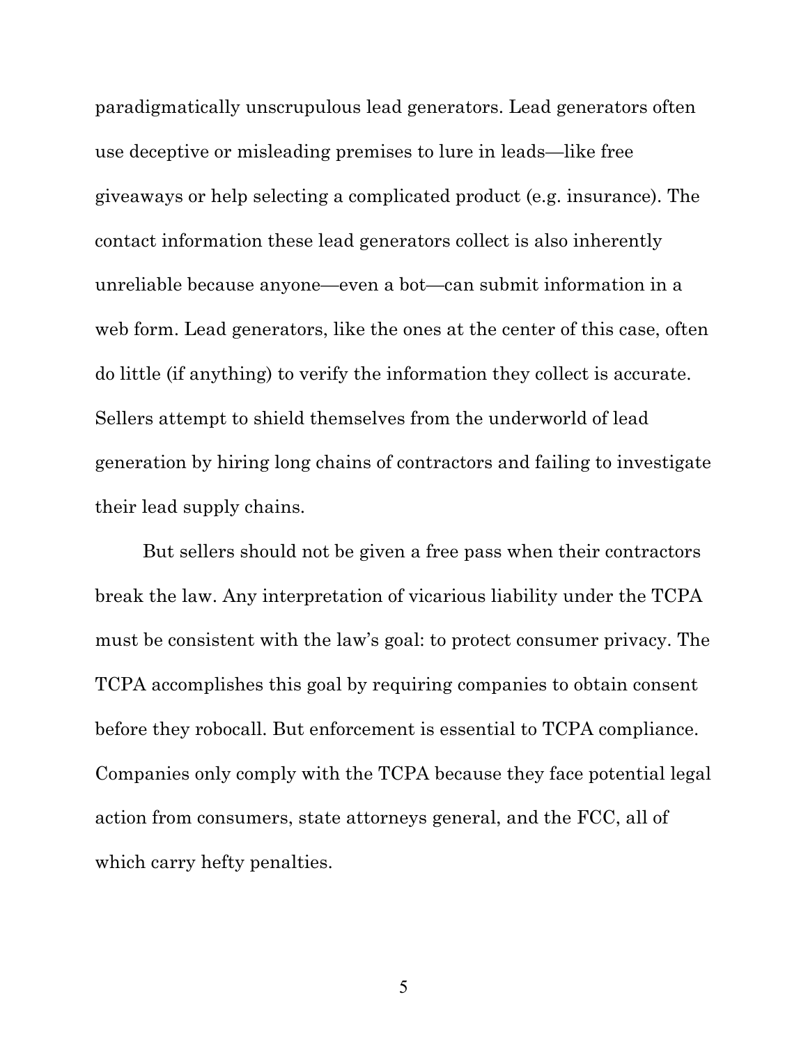paradigmatically unscrupulous lead generators. Lead generators often use deceptive or misleading premises to lure in leads—like free giveaways or help selecting a complicated product (e.g. insurance). The contact information these lead generators collect is also inherently unreliable because anyone—even a bot—can submit information in a web form. Lead generators, like the ones at the center of this case, often do little (if anything) to verify the information they collect is accurate. Sellers attempt to shield themselves from the underworld of lead generation by hiring long chains of contractors and failing to investigate their lead supply chains.

But sellers should not be given a free pass when their contractors break the law. Any interpretation of vicarious liability under the TCPA must be consistent with the law's goal: to protect consumer privacy. The TCPA accomplishes this goal by requiring companies to obtain consent before they robocall. But enforcement is essential to TCPA compliance. Companies only comply with the TCPA because they face potential legal action from consumers, state attorneys general, and the FCC, all of which carry hefty penalties.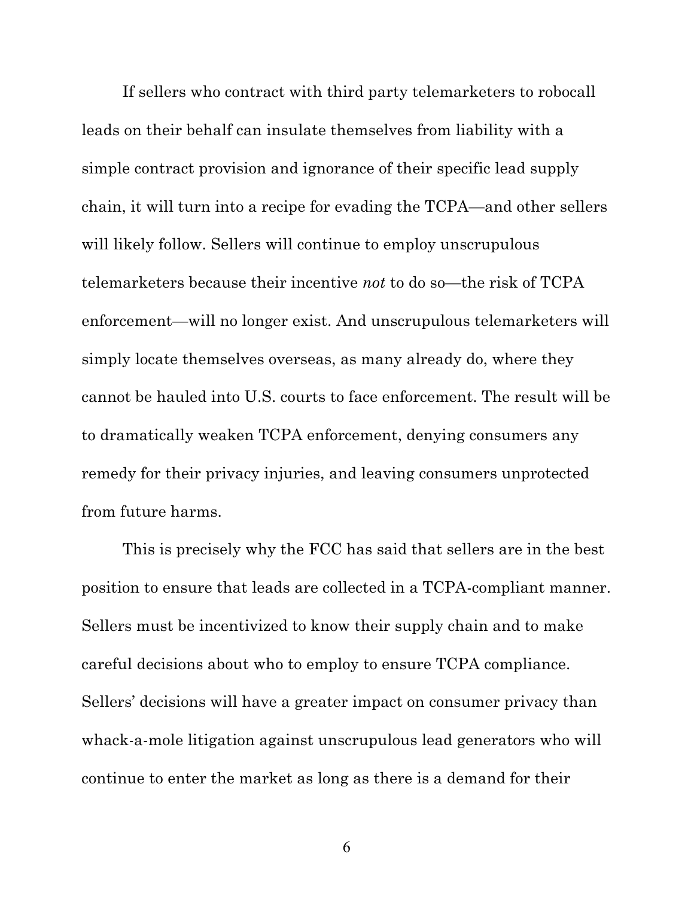If sellers who contract with third party telemarketers to robocall leads on their behalf can insulate themselves from liability with a simple contract provision and ignorance of their specific lead supply chain, it will turn into a recipe for evading the TCPA—and other sellers will likely follow. Sellers will continue to employ unscrupulous telemarketers because their incentive *not* to do so—the risk of TCPA enforcement—will no longer exist. And unscrupulous telemarketers will simply locate themselves overseas, as many already do, where they cannot be hauled into U.S. courts to face enforcement. The result will be to dramatically weaken TCPA enforcement, denying consumers any remedy for their privacy injuries, and leaving consumers unprotected from future harms.

This is precisely why the FCC has said that sellers are in the best position to ensure that leads are collected in a TCPA-compliant manner. Sellers must be incentivized to know their supply chain and to make careful decisions about who to employ to ensure TCPA compliance. Sellers' decisions will have a greater impact on consumer privacy than whack-a-mole litigation against unscrupulous lead generators who will continue to enter the market as long as there is a demand for their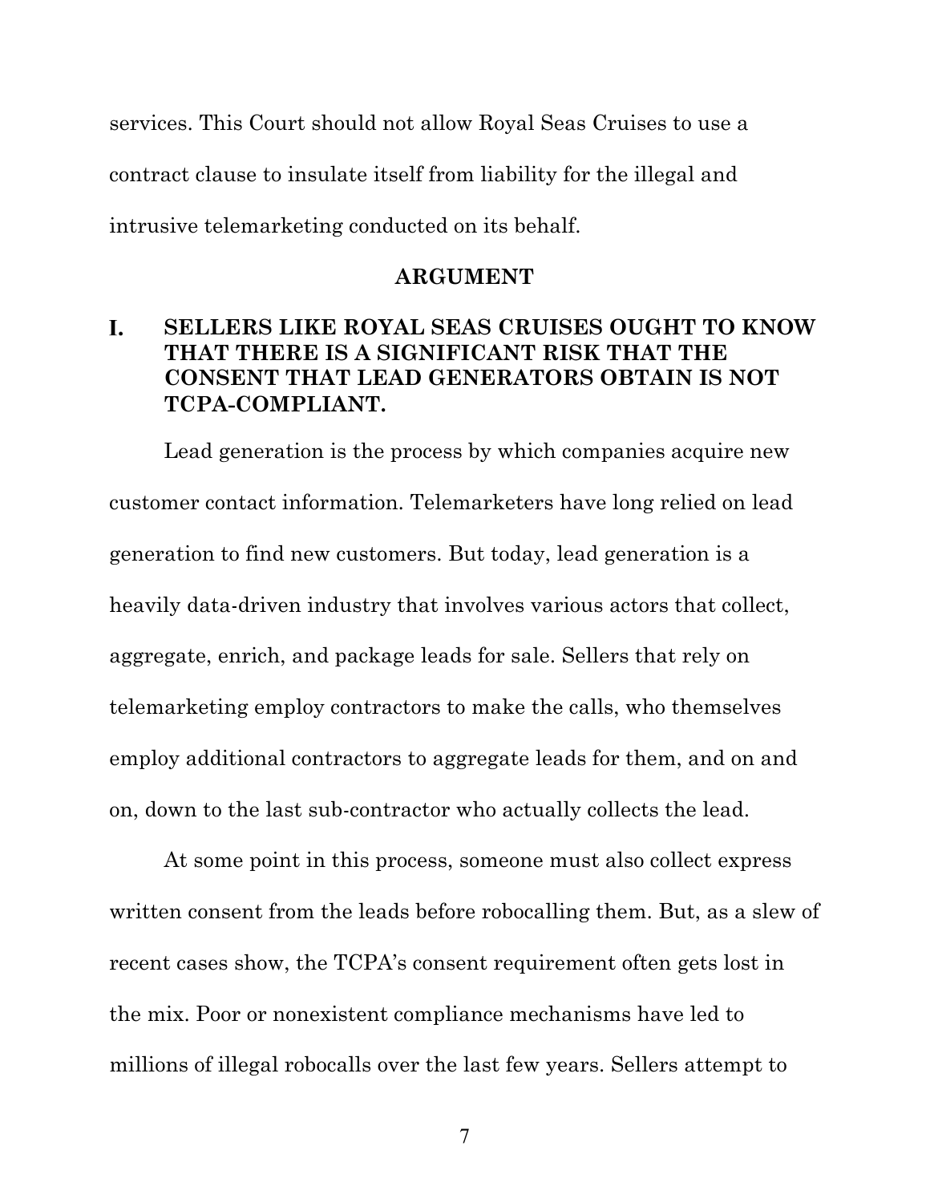services. This Court should not allow Royal Seas Cruises to use a contract clause to insulate itself from liability for the illegal and intrusive telemarketing conducted on its behalf.

## ARGUMENT

### I. SELLERS LIKE ROYAL SEAS CRUISES OUGHT TO KNOW THAT THERE IS A SIGNIFICANT RISK THAT THE CONSENT THAT LEAD GENERATORS OBTAIN IS NOT TCPA-COMPLIANT.

Lead generation is the process by which companies acquire new customer contact information. Telemarketers have long relied on lead generation to find new customers. But today, lead generation is a heavily data-driven industry that involves various actors that collect, aggregate, enrich, and package leads for sale. Sellers that rely on telemarketing employ contractors to make the calls, who themselves employ additional contractors to aggregate leads for them, and on and on, down to the last sub-contractor who actually collects the lead.

At some point in this process, someone must also collect express written consent from the leads before robocalling them. But, as a slew of recent cases show, the TCPA's consent requirement often gets lost in the mix. Poor or nonexistent compliance mechanisms have led to millions of illegal robocalls over the last few years. Sellers attempt to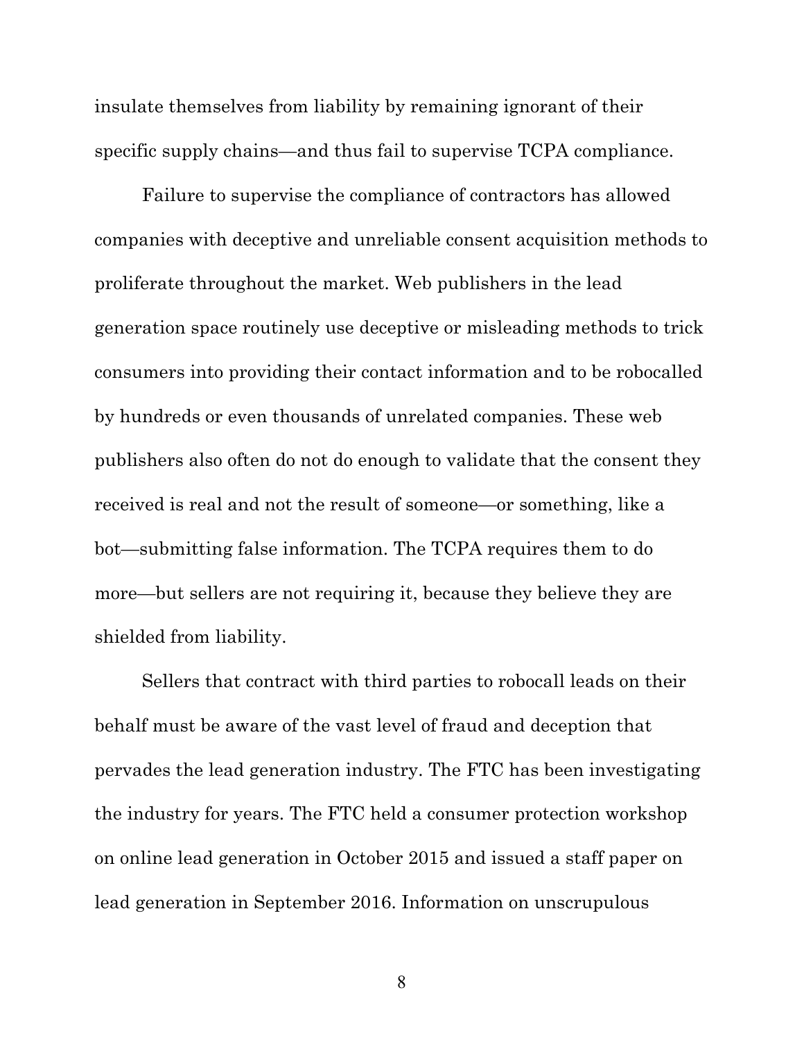insulate themselves from liability by remaining ignorant of their specific supply chains—and thus fail to supervise TCPA compliance.

Failure to supervise the compliance of contractors has allowed companies with deceptive and unreliable consent acquisition methods to proliferate throughout the market. Web publishers in the lead generation space routinely use deceptive or misleading methods to trick consumers into providing their contact information and to be robocalled by hundreds or even thousands of unrelated companies. These web publishers also often do not do enough to validate that the consent they received is real and not the result of someone—or something, like a bot—submitting false information. The TCPA requires them to do more—but sellers are not requiring it, because they believe they are shielded from liability.

Sellers that contract with third parties to robocall leads on their behalf must be aware of the vast level of fraud and deception that pervades the lead generation industry. The FTC has been investigating the industry for years. The FTC held a consumer protection workshop on online lead generation in October 2015 and issued a staff paper on lead generation in September 2016. Information on unscrupulous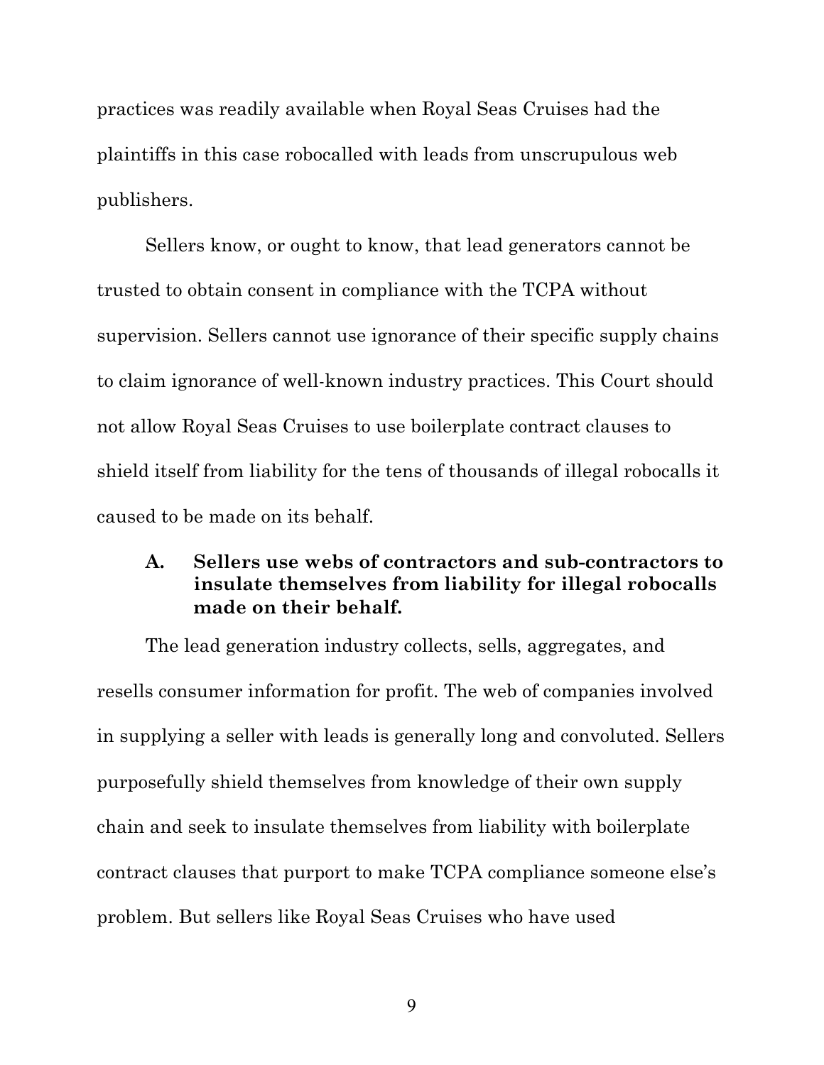practices was readily available when Royal Seas Cruises had the plaintiffs in this case robocalled with leads from unscrupulous web publishers.

Sellers know, or ought to know, that lead generators cannot be trusted to obtain consent in compliance with the TCPA without supervision. Sellers cannot use ignorance of their specific supply chains to claim ignorance of well-known industry practices. This Court should not allow Royal Seas Cruises to use boilerplate contract clauses to shield itself from liability for the tens of thousands of illegal robocalls it caused to be made on its behalf.

### A. Sellers use webs of contractors and sub-contractors to insulate themselves from liability for illegal robocalls made on their behalf.

The lead generation industry collects, sells, aggregates, and resells consumer information for profit. The web of companies involved in supplying a seller with leads is generally long and convoluted. Sellers purposefully shield themselves from knowledge of their own supply chain and seek to insulate themselves from liability with boilerplate contract clauses that purport to make TCPA compliance someone else's problem. But sellers like Royal Seas Cruises who have used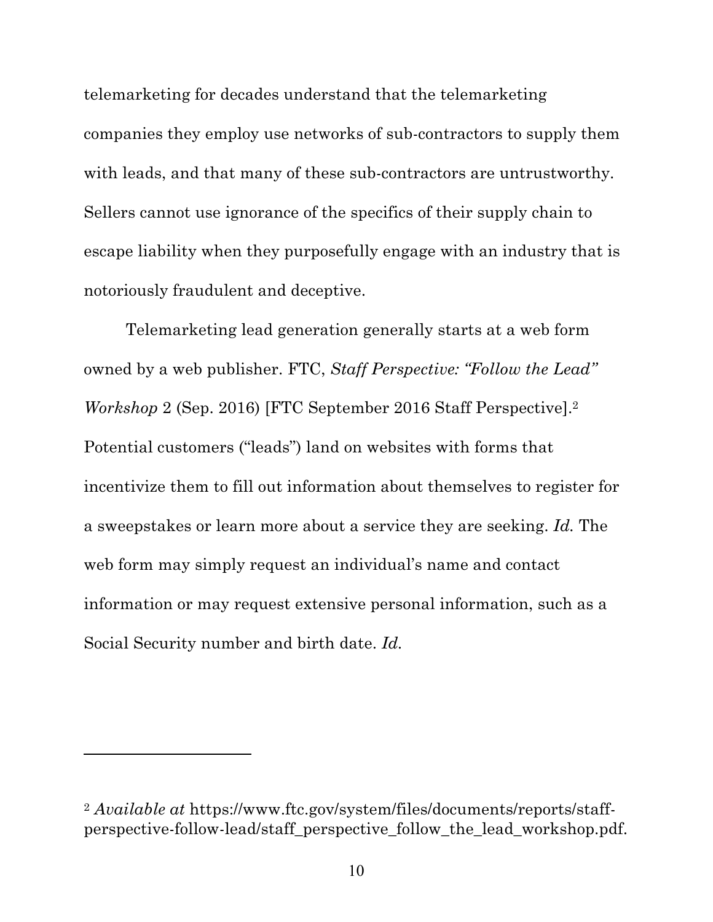telemarketing for decades understand that the telemarketing companies they employ use networks of sub-contractors to supply them with leads, and that many of these sub-contractors are untrustworthy. Sellers cannot use ignorance of the specifics of their supply chain to escape liability when they purposefully engage with an industry that is notoriously fraudulent and deceptive.

Telemarketing lead generation generally starts at a web form owned by a web publisher. FTC, *Staff Perspective: "Follow the Lead" Workshop* 2 (Sep. 2016) [FTC September 2016 Staff Perspective].[2] Potential customers ("leads") land on websites with forms that incentivize them to fill out information about themselves to register for a sweepstakes or learn more about a service they are seeking. *Id.* The web form may simply request an individual's name and contact information or may request extensive personal information, such as a Social Security number and birth date. *Id.*

---

[2] *Available at* https://www.ftc.gov/system/files/documents/reports/staff-perspective-follow-lead/staff_perspective_follow_the_lead_workshop.pdf.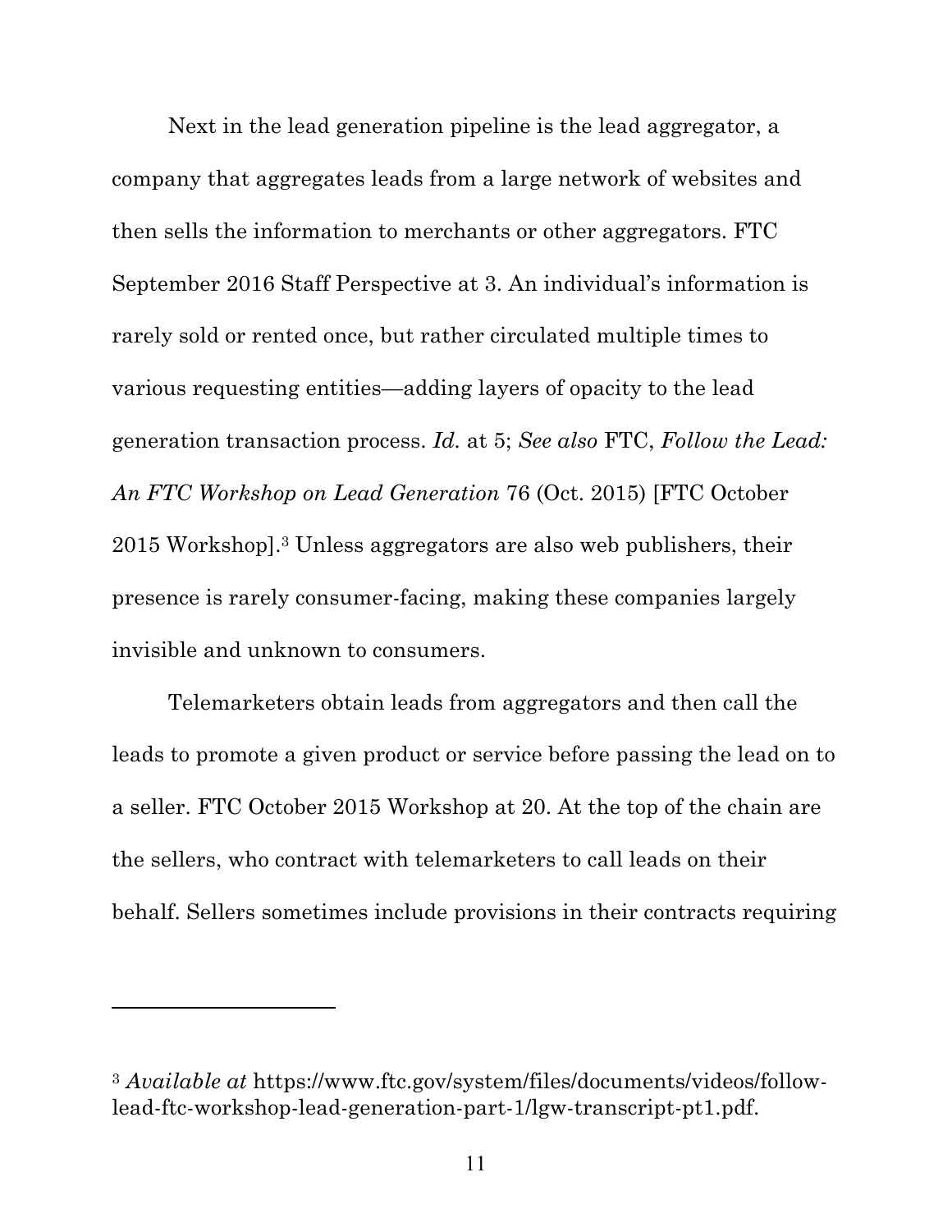Next in the lead generation pipeline is the lead aggregator, a company that aggregates leads from a large network of websites and then sells the information to merchants or other aggregators. FTC September 2016 Staff Perspective at 3. An individual's information is rarely sold or rented once, but rather circulated multiple times to various requesting entities—adding layers of opacity to the lead generation transaction process. *Id.* at 5; *See also* FTC, *Follow the Lead: An FTC Workshop on Lead Generation* 76 (Oct. 2015) [FTC October 2015 Workshop].[3] Unless aggregators are also web publishers, their presence is rarely consumer-facing, making these companies largely invisible and unknown to consumers.

Telemarketers obtain leads from aggregators and then call the leads to promote a given product or service before passing the lead on to a seller. FTC October 2015 Workshop at 20. At the top of the chain are the sellers, who contract with telemarketers to call leads on their behalf. Sellers sometimes include provisions in their contracts requiring

---

[3] *Available at* https://www.ftc.gov/system/files/documents/videos/follow-lead-ftc-workshop-lead-generation-part-1/lgw-transcript-pt1.pdf.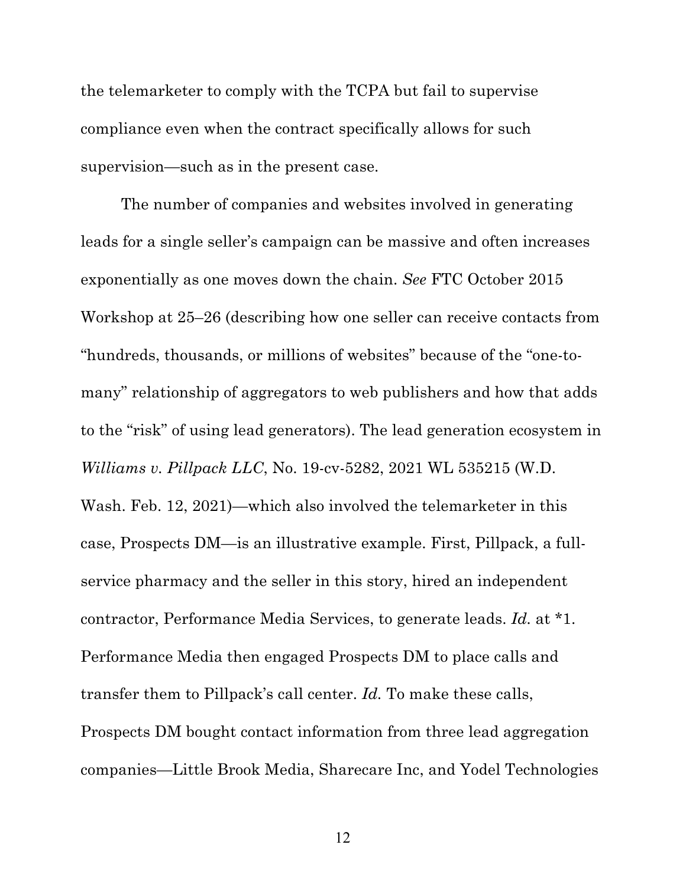the telemarketer to comply with the TCPA but fail to supervise compliance even when the contract specifically allows for such supervision—such as in the present case.

The number of companies and websites involved in generating leads for a single seller's campaign can be massive and often increases exponentially as one moves down the chain. *See* FTC October 2015 Workshop at 25–26 (describing how one seller can receive contacts from "hundreds, thousands, or millions of websites" because of the "one-to-many" relationship of aggregators to web publishers and how that adds to the "risk" of using lead generators). The lead generation ecosystem in *Williams v. Pillpack LLC*, No. 19-cv-5282, 2021 WL 535215 (W.D. Wash. Feb. 12, 2021)—which also involved the telemarketer in this case, Prospects DM—is an illustrative example. First, Pillpack, a full-service pharmacy and the seller in this story, hired an independent contractor, Performance Media Services, to generate leads. *Id.* at *1. Performance Media then engaged Prospects DM to place calls and transfer them to Pillpack's call center. *Id.* To make these calls, Prospects DM bought contact information from three lead aggregation companies—Little Brook Media, Sharecare Inc, and Yodel Technologies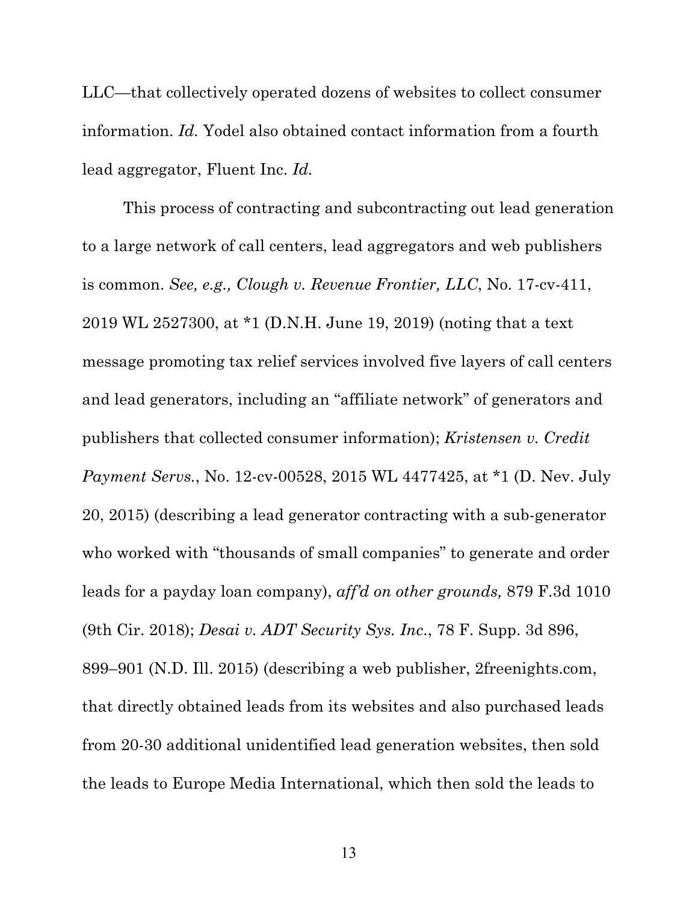LLC—that collectively operated dozens of websites to collect consumer information. *Id.* Yodel also obtained contact information from a fourth lead aggregator, Fluent Inc. *Id.*

This process of contracting and subcontracting out lead generation to a large network of call centers, lead aggregators and web publishers is common. *See, e.g., Clough v. Revenue Frontier, LLC*, No. 17-cv-411, 2019 WL 2527300, at *1 (D.N.H. June 19, 2019) (noting that a text message promoting tax relief services involved five layers of call centers and lead generators, including an "affiliate network" of generators and publishers that collected consumer information); *Kristensen v. Credit Payment Servs.*, No. 12-cv-00528, 2015 WL 4477425, at *1 (D. Nev. July 20, 2015) (describing a lead generator contracting with a sub-generator who worked with "thousands of small companies" to generate and order leads for a payday loan company), *aff'd on other grounds,* 879 F.3d 1010 (9th Cir. 2018); *Desai v. ADT Security Sys. Inc.*, 78 F. Supp. 3d 896, 899–901 (N.D. Ill. 2015) (describing a web publisher, 2freenights.com, that directly obtained leads from its websites and also purchased leads from 20-30 additional unidentified lead generation websites, then sold the leads to Europe Media International, which then sold the leads to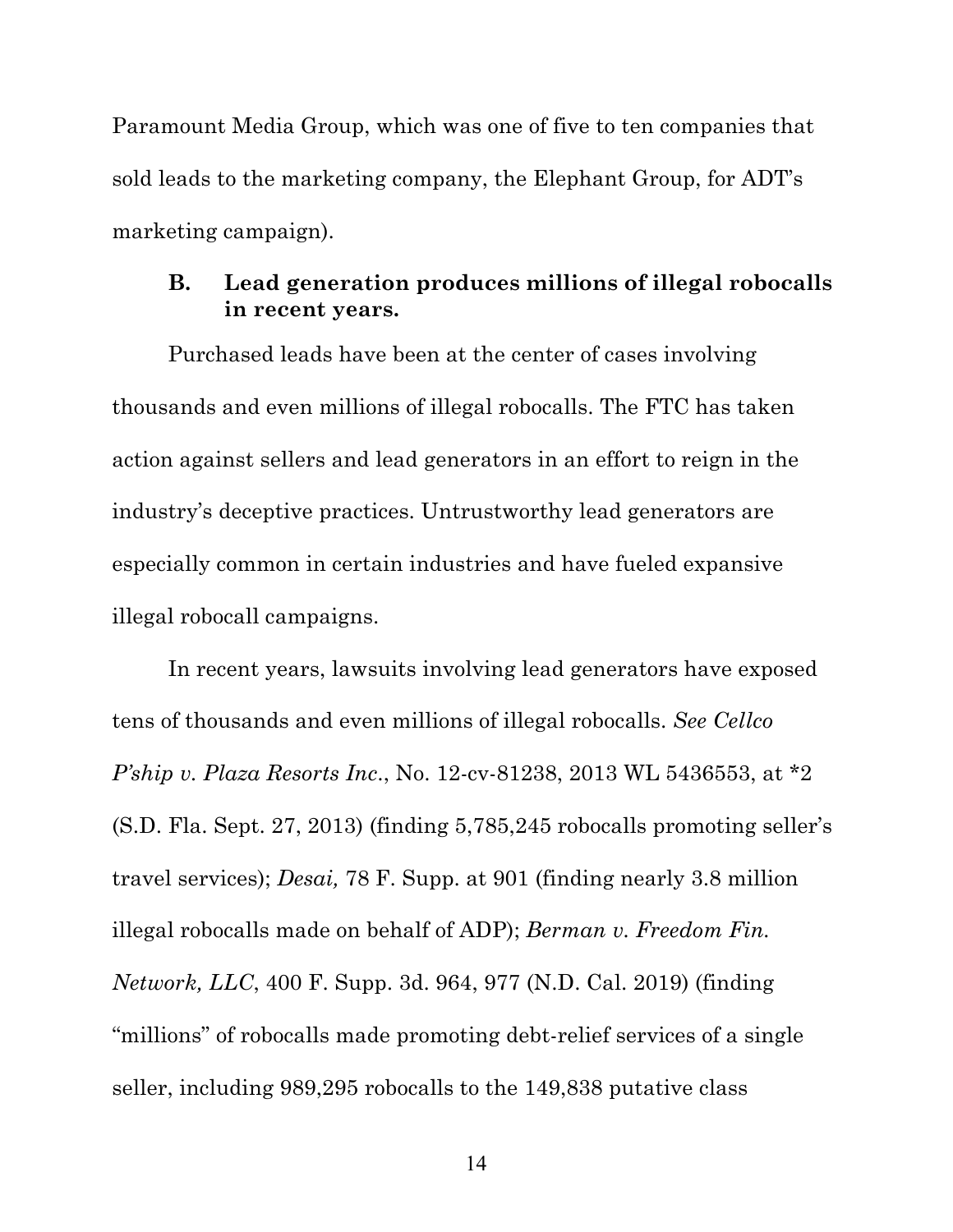Paramount Media Group, which was one of five to ten companies that sold leads to the marketing company, the Elephant Group, for ADT's marketing campaign).

### B. Lead generation produces millions of illegal robocalls in recent years.

Purchased leads have been at the center of cases involving thousands and even millions of illegal robocalls. The FTC has taken action against sellers and lead generators in an effort to reign in the industry's deceptive practices. Untrustworthy lead generators are especially common in certain industries and have fueled expansive illegal robocall campaigns.

In recent years, lawsuits involving lead generators have exposed tens of thousands and even millions of illegal robocalls. *See Cellco P'ship v. Plaza Resorts Inc*., No. 12-cv-81238, 2013 WL 5436553, at *2 (S.D. Fla. Sept. 27, 2013) (finding 5,785,245 robocalls promoting seller's travel services); *Desai,* 78 F. Supp. at 901 (finding nearly 3.8 million illegal robocalls made on behalf of ADP); *Berman v. Freedom Fin. Network, LLC*, 400 F. Supp. 3d. 964, 977 (N.D. Cal. 2019) (finding "millions" of robocalls made promoting debt-relief services of a single seller, including 989,295 robocalls to the 149,838 putative class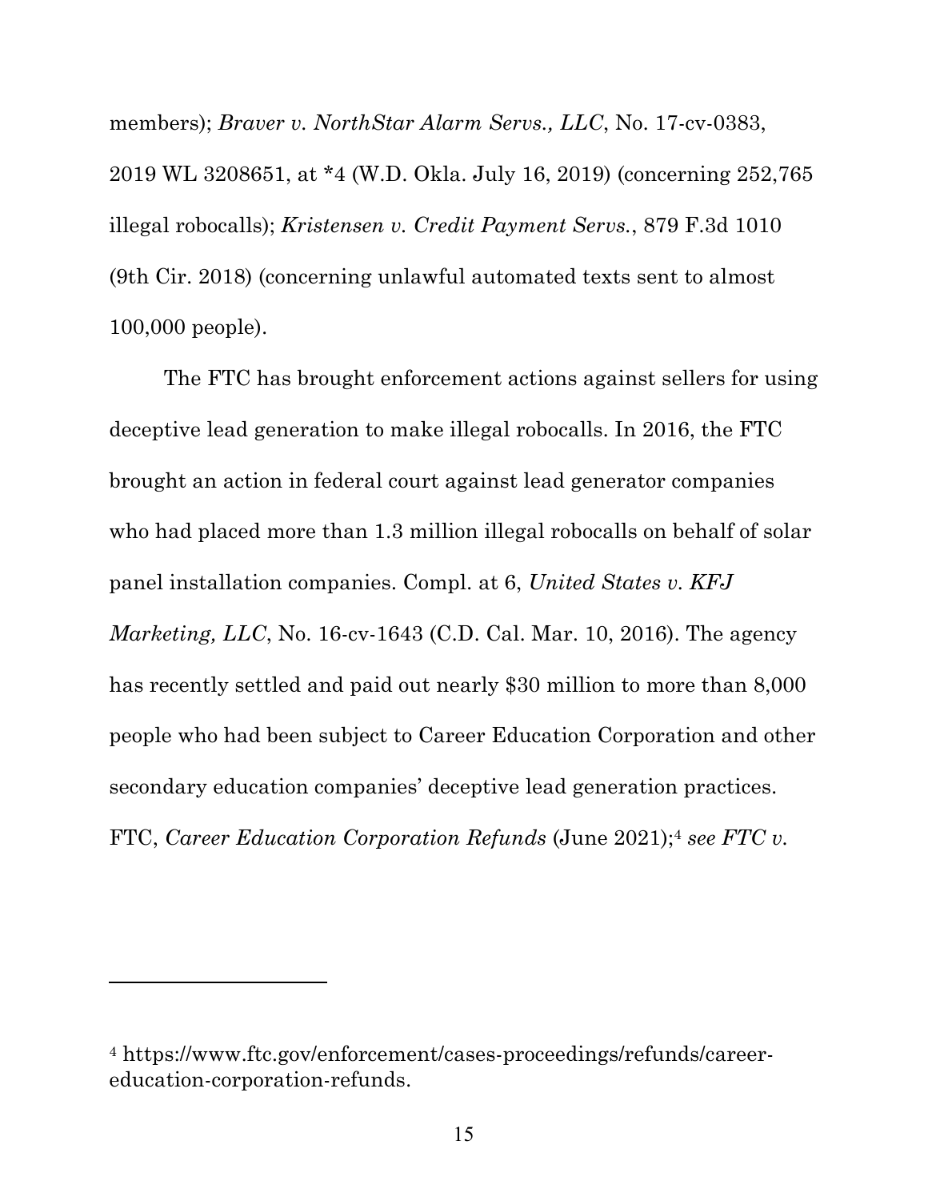members); *Braver v. NorthStar Alarm Servs., LLC*, No. 17-cv-0383, 2019 WL 3208651, at *4 (W.D. Okla. July 16, 2019) (concerning 252,765 illegal robocalls); *Kristensen v. Credit Payment Servs.*, 879 F.3d 1010 (9th Cir. 2018) (concerning unlawful automated texts sent to almost 100,000 people).

The FTC has brought enforcement actions against sellers for using deceptive lead generation to make illegal robocalls. In 2016, the FTC brought an action in federal court against lead generator companies who had placed more than 1.3 million illegal robocalls on behalf of solar panel installation companies. Compl. at 6, *United States v. KFJ Marketing, LLC*, No. 16-cv-1643 (C.D. Cal. Mar. 10, 2016). The agency has recently settled and paid out nearly $30 million to more than 8,000 people who had been subject to Career Education Corporation and other secondary education companies' deceptive lead generation practices. FTC, *Career Education Corporation Refunds* (June 2021);[4] *see FTC v.*

---

[4] https://www.ftc.gov/enforcement/cases-proceedings/refunds/career-education-corporation-refunds.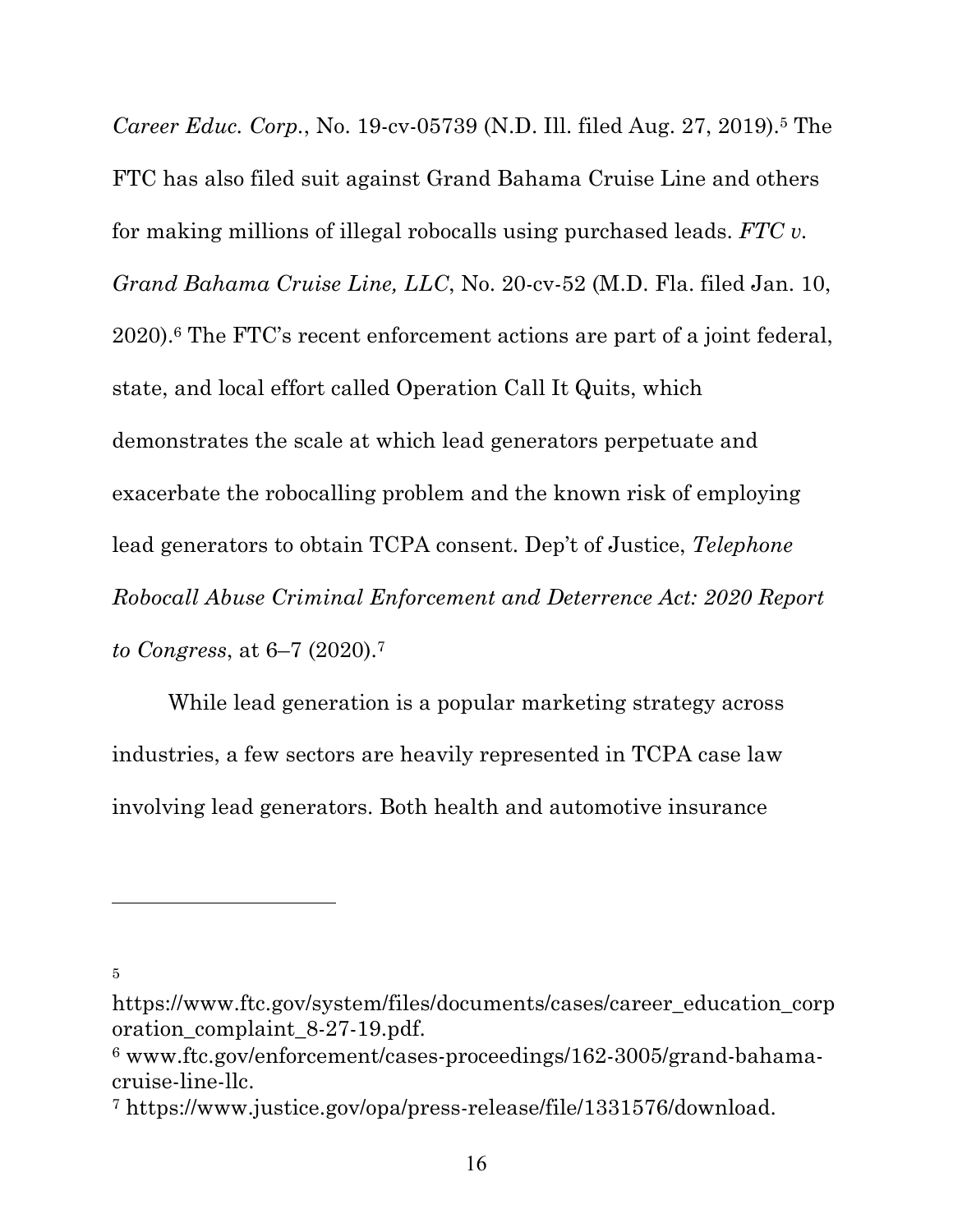*Career Educ. Corp.*, No. 19-cv-05739 (N.D. Ill. filed Aug. 27, 2019).[5] The FTC has also filed suit against Grand Bahama Cruise Line and others for making millions of illegal robocalls using purchased leads. *FTC v. Grand Bahama Cruise Line, LLC*, No. 20-cv-52 (M.D. Fla. filed Jan. 10, 2020).[6] The FTC's recent enforcement actions are part of a joint federal, state, and local effort called Operation Call It Quits, which demonstrates the scale at which lead generators perpetuate and exacerbate the robocalling problem and the known risk of employing lead generators to obtain TCPA consent. Dep't of Justice, *Telephone Robocall Abuse Criminal Enforcement and Deterrence Act: 2020 Report to Congress*, at 6–7 (2020).[7]

While lead generation is a popular marketing strategy across industries, a few sectors are heavily represented in TCPA case law involving lead generators. Both health and automotive insurance

---

[5] https://www.ftc.gov/system/files/documents/cases/career_education_corporation_complaint_8-27-19.pdf.

[6] www.ftc.gov/enforcement/cases-proceedings/162-3005/grand-bahama-cruise-line-llc.

[7] https://www.justice.gov/opa/press-release/file/1331576/download.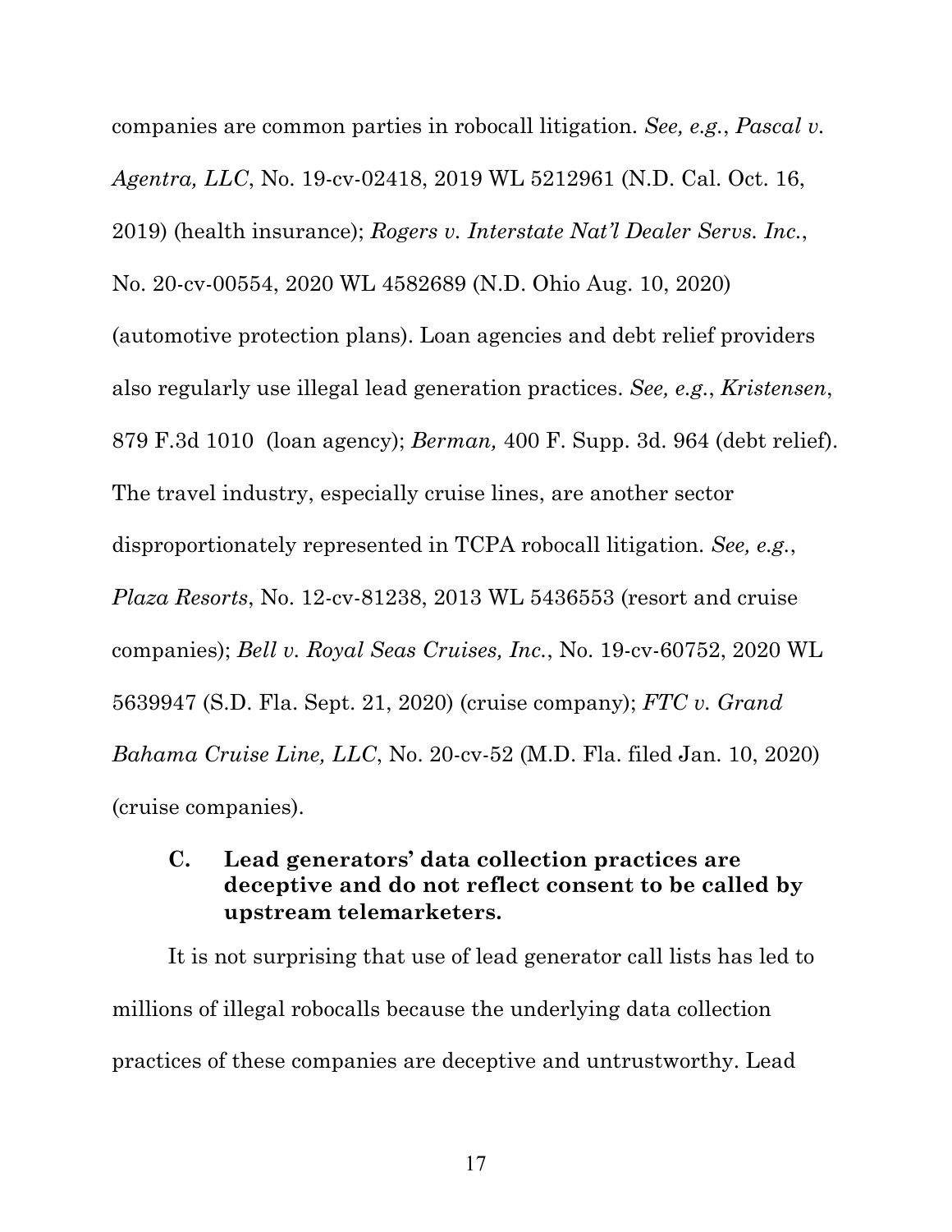companies are common parties in robocall litigation. *See, e.g.*, *Pascal v. Agentra, LLC*, No. 19-cv-02418, 2019 WL 5212961 (N.D. Cal. Oct. 16, 2019) (health insurance); *Rogers v. Interstate Nat'l Dealer Servs. Inc.*, No. 20-cv-00554, 2020 WL 4582689 (N.D. Ohio Aug. 10, 2020) (automotive protection plans). Loan agencies and debt relief providers also regularly use illegal lead generation practices. *See, e.g.*, *Kristensen*, 879 F.3d 1010 (loan agency); *Berman,* 400 F. Supp. 3d. 964 (debt relief). The travel industry, especially cruise lines, are another sector disproportionately represented in TCPA robocall litigation. *See, e.g.*, *Plaza Resorts*, No. 12-cv-81238, 2013 WL 5436553 (resort and cruise companies); *Bell v. Royal Seas Cruises, Inc.*, No. 19-cv-60752, 2020 WL 5639947 (S.D. Fla. Sept. 21, 2020) (cruise company); *FTC v. Grand Bahama Cruise Line, LLC*, No. 20-cv-52 (M.D. Fla. filed Jan. 10, 2020) (cruise companies).

### C. Lead generators' data collection practices are deceptive and do not reflect consent to be called by upstream telemarketers.

It is not surprising that use of lead generator call lists has led to millions of illegal robocalls because the underlying data collection practices of these companies are deceptive and untrustworthy. Lead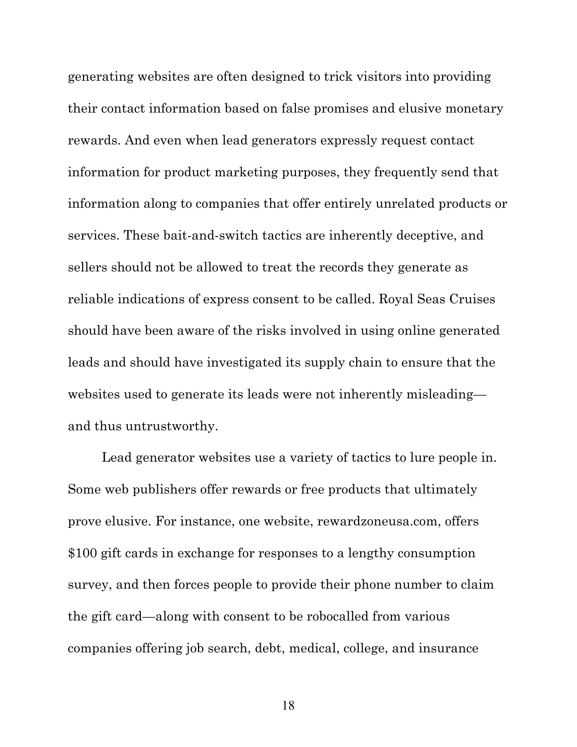generating websites are often designed to trick visitors into providing their contact information based on false promises and elusive monetary rewards. And even when lead generators expressly request contact information for product marketing purposes, they frequently send that information along to companies that offer entirely unrelated products or services. These bait-and-switch tactics are inherently deceptive, and sellers should not be allowed to treat the records they generate as reliable indications of express consent to be called. Royal Seas Cruises should have been aware of the risks involved in using online generated leads and should have investigated its supply chain to ensure that the websites used to generate its leads were not inherently misleading—and thus untrustworthy.

Lead generator websites use a variety of tactics to lure people in. Some web publishers offer rewards or free products that ultimately prove elusive. For instance, one website, rewardzoneusa.com, offers $100 gift cards in exchange for responses to a lengthy consumption survey, and then forces people to provide their phone number to claim the gift card—along with consent to be robocalled from various companies offering job search, debt, medical, college, and insurance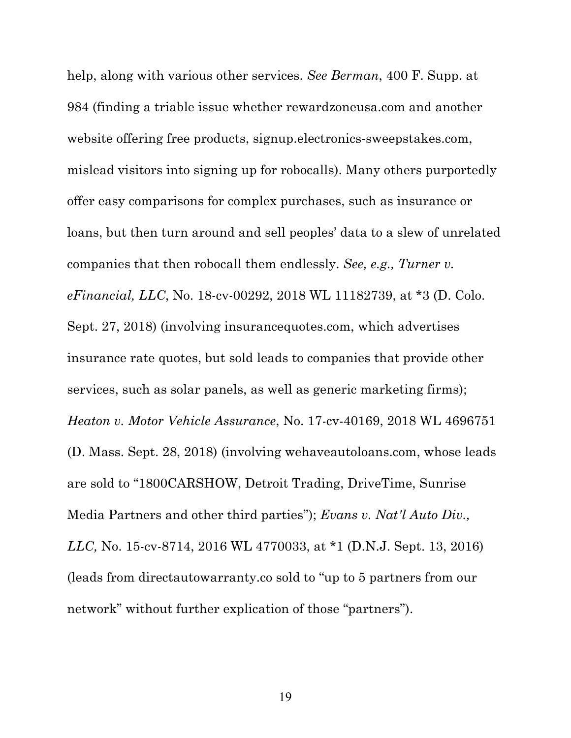help, along with various other services. *See Berman*, 400 F. Supp. at 984 (finding a triable issue whether rewardzoneusa.com and another website offering free products, signup.electronics-sweepstakes.com, mislead visitors into signing up for robocalls). Many others purportedly offer easy comparisons for complex purchases, such as insurance or loans, but then turn around and sell peoples' data to a slew of unrelated companies that then robocall them endlessly. *See, e.g., Turner v. eFinancial, LLC*, No. 18-cv-00292, 2018 WL 11182739, at *3 (D. Colo. Sept. 27, 2018) (involving insurancequotes.com, which advertises insurance rate quotes, but sold leads to companies that provide other services, such as solar panels, as well as generic marketing firms); *Heaton v. Motor Vehicle Assurance*, No. 17-cv-40169, 2018 WL 4696751 (D. Mass. Sept. 28, 2018) (involving wehaveautoloans.com, whose leads are sold to "1800CARSHOW, Detroit Trading, DriveTime, Sunrise Media Partners and other third parties"); *Evans v. Nat'l Auto Div., LLC,* No. 15-cv-8714, 2016 WL 4770033, at *1 (D.N.J. Sept. 13, 2016) (leads from directautowarranty.co sold to "up to 5 partners from our network" without further explication of those "partners").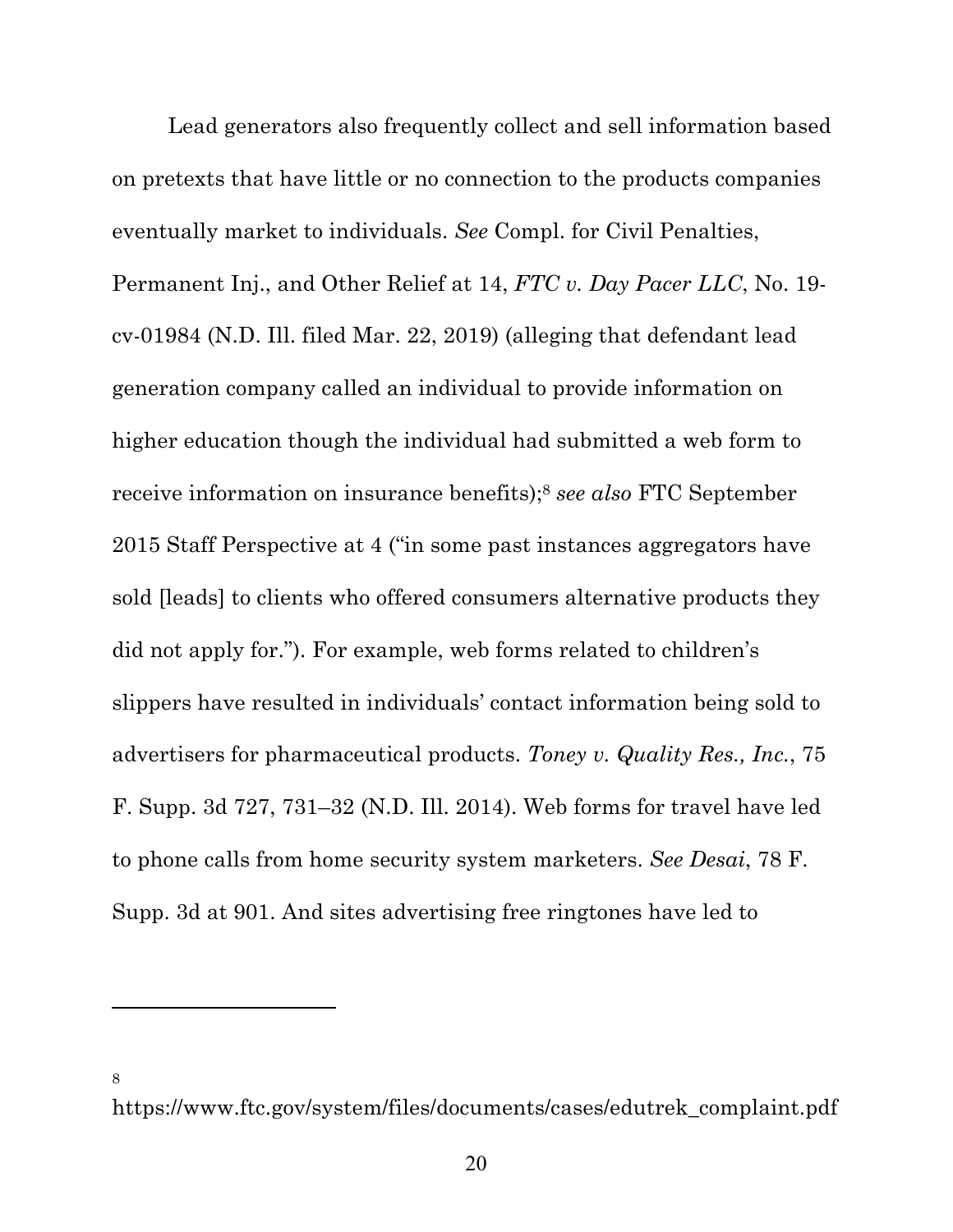Lead generators also frequently collect and sell information based on pretexts that have little or no connection to the products companies eventually market to individuals. *See* Compl. for Civil Penalties, Permanent Inj., and Other Relief at 14, *FTC v. Day Pacer LLC*, No. 19-cv-01984 (N.D. Ill. filed Mar. 22, 2019) (alleging that defendant lead generation company called an individual to provide information on higher education though the individual had submitted a web form to receive information on insurance benefits);[8] *see also* FTC September 2015 Staff Perspective at 4 ("in some past instances aggregators have sold [leads] to clients who offered consumers alternative products they did not apply for."). For example, web forms related to children's slippers have resulted in individuals' contact information being sold to advertisers for pharmaceutical products. *Toney v. Quality Res., Inc.*, 75 F. Supp. 3d 727, 731–32 (N.D. Ill. 2014). Web forms for travel have led to phone calls from home security system marketers. *See Desai*, 78 F. Supp. 3d at 901. And sites advertising free ringtones have led to

---

[8] https://www.ftc.gov/system/files/documents/cases/edutrek_complaint.pdf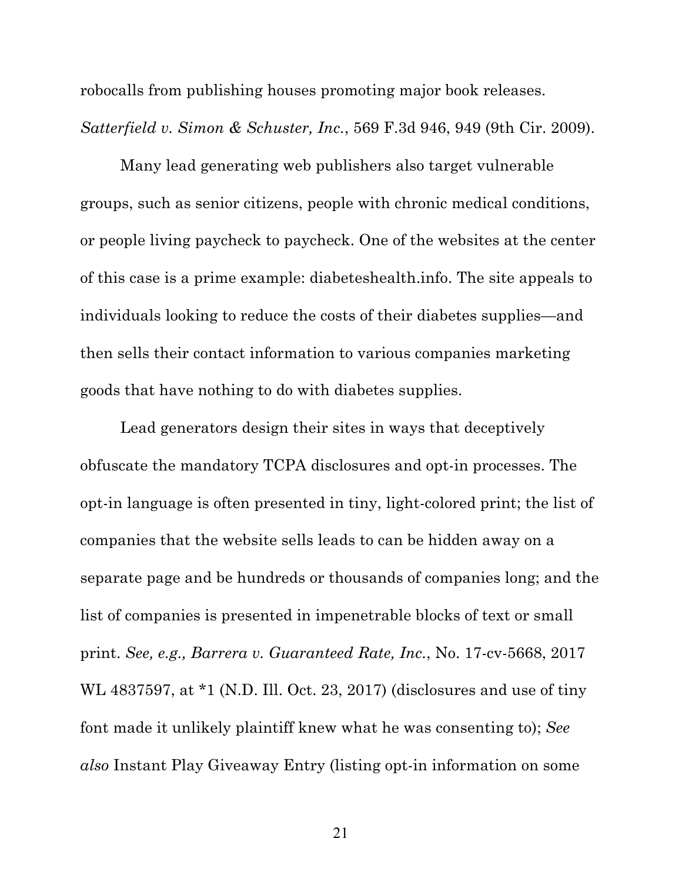robocalls from publishing houses promoting major book releases. *Satterfield v. Simon & Schuster, Inc.*, 569 F.3d 946, 949 (9th Cir. 2009).

Many lead generating web publishers also target vulnerable groups, such as senior citizens, people with chronic medical conditions, or people living paycheck to paycheck. One of the websites at the center of this case is a prime example: diabeteshealth.info. The site appeals to individuals looking to reduce the costs of their diabetes supplies—and then sells their contact information to various companies marketing goods that have nothing to do with diabetes supplies.

Lead generators design their sites in ways that deceptively obfuscate the mandatory TCPA disclosures and opt-in processes. The opt-in language is often presented in tiny, light-colored print; the list of companies that the website sells leads to can be hidden away on a separate page and be hundreds or thousands of companies long; and the list of companies is presented in impenetrable blocks of text or small print. *See, e.g., Barrera v. Guaranteed Rate, Inc.*, No. 17-cv-5668, 2017 WL 4837597, at *1 (N.D. Ill. Oct. 23, 2017) (disclosures and use of tiny font made it unlikely plaintiff knew what he was consenting to); *See also* Instant Play Giveaway Entry (listing opt-in information on some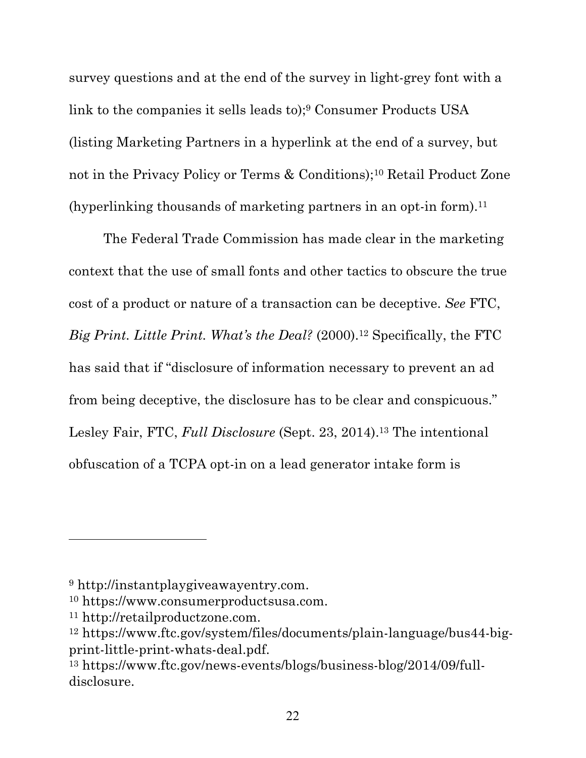survey questions and at the end of the survey in light-grey font with a link to the companies it sells leads to);[9] Consumer Products USA (listing Marketing Partners in a hyperlink at the end of a survey, but not in the Privacy Policy or Terms & Conditions);[10] Retail Product Zone (hyperlinking thousands of marketing partners in an opt-in form).[11]

The Federal Trade Commission has made clear in the marketing context that the use of small fonts and other tactics to obscure the true cost of a product or nature of a transaction can be deceptive. *See* FTC, *Big Print. Little Print. What's the Deal?* (2000).[12] Specifically, the FTC has said that if "disclosure of information necessary to prevent an ad from being deceptive, the disclosure has to be clear and conspicuous." Lesley Fair, FTC, *Full Disclosure* (Sept. 23, 2014).[13] The intentional obfuscation of a TCPA opt-in on a lead generator intake form is

---

[9] http://instantplaygiveawayentry.com.

[10] https://www.consumerproductsusa.com.

[11] http://retailproductzone.com.

[12] https://www.ftc.gov/system/files/documents/plain-language/bus44-big-print-little-print-whats-deal.pdf.

[13] https://www.ftc.gov/news-events/blogs/business-blog/2014/09/full-disclosure.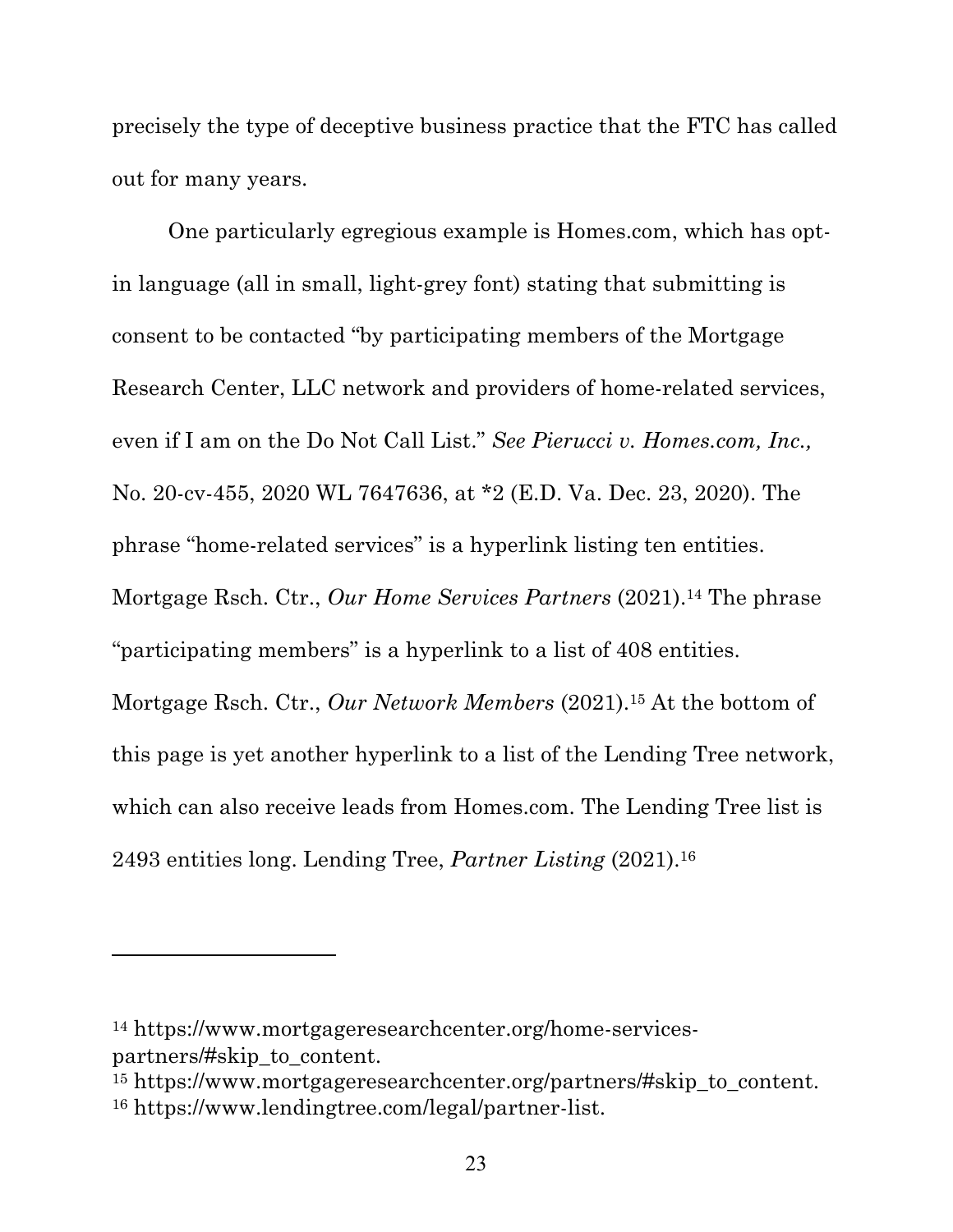precisely the type of deceptive business practice that the FTC has called out for many years.

One particularly egregious example is Homes.com, which has opt-in language (all in small, light-grey font) stating that submitting is consent to be contacted "by participating members of the Mortgage Research Center, LLC network and providers of home-related services, even if I am on the Do Not Call List." *See Pierucci v. Homes.com, Inc.,* No. 20-cv-455, 2020 WL 7647636, at *2 (E.D. Va. Dec. 23, 2020). The phrase "home-related services" is a hyperlink listing ten entities. Mortgage Rsch. Ctr., *Our Home Services Partners* (2021).[14] The phrase "participating members" is a hyperlink to a list of 408 entities. Mortgage Rsch. Ctr., *Our Network Members* (2021).[15] At the bottom of this page is yet another hyperlink to a list of the Lending Tree network, which can also receive leads from Homes.com. The Lending Tree list is 2493 entities long. Lending Tree, *Partner Listing* (2021).[16]

---

[14] https://www.mortgageresearchcenter.org/home-services-partners/#skip_to_content.

[15] https://www.mortgageresearchcenter.org/partners/#skip_to_content.

[16] https://www.lendingtree.com/legal/partner-list.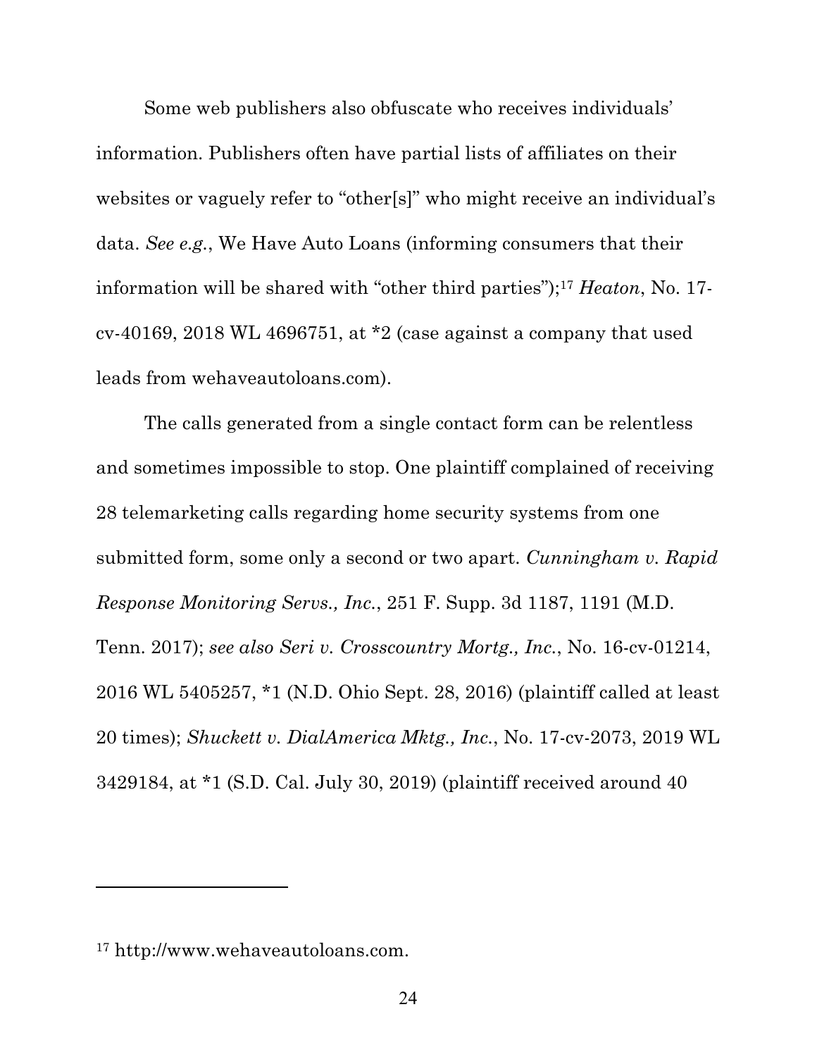Some web publishers also obfuscate who receives individuals' information. Publishers often have partial lists of affiliates on their websites or vaguely refer to "other[s]" who might receive an individual's data. *See e.g.*, We Have Auto Loans (informing consumers that their information will be shared with "other third parties");[17] *Heaton*, No. 17-cv-40169, 2018 WL 4696751, at *2 (case against a company that used leads from wehaveautoloans.com).

The calls generated from a single contact form can be relentless and sometimes impossible to stop. One plaintiff complained of receiving 28 telemarketing calls regarding home security systems from one submitted form, some only a second or two apart. *Cunningham v. Rapid Response Monitoring Servs., Inc.*, 251 F. Supp. 3d 1187, 1191 (M.D. Tenn. 2017); *see also Seri v. Crosscountry Mortg., Inc.*, No. 16-cv-01214, 2016 WL 5405257, *1 (N.D. Ohio Sept. 28, 2016) (plaintiff called at least 20 times); *Shuckett v. DialAmerica Mktg., Inc.*, No. 17-cv-2073, 2019 WL 3429184, at *1 (S.D. Cal. July 30, 2019) (plaintiff received around 40

---

[17] http://www.wehaveautoloans.com.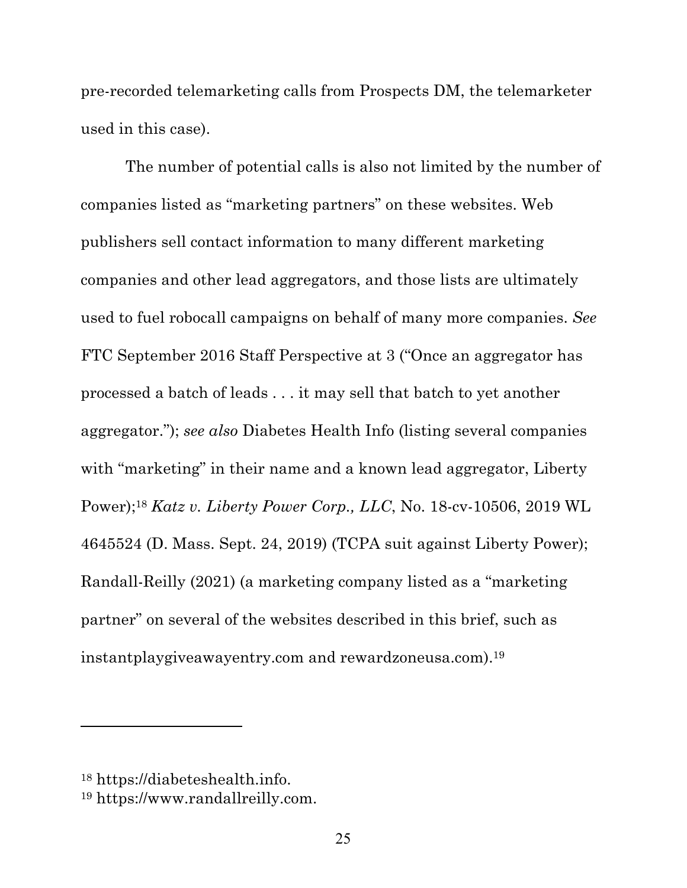pre-recorded telemarketing calls from Prospects DM, the telemarketer used in this case).

The number of potential calls is also not limited by the number of companies listed as "marketing partners" on these websites. Web publishers sell contact information to many different marketing companies and other lead aggregators, and those lists are ultimately used to fuel robocall campaigns on behalf of many more companies. *See* FTC September 2016 Staff Perspective at 3 ("Once an aggregator has processed a batch of leads . . . it may sell that batch to yet another aggregator."); *see also* Diabetes Health Info (listing several companies with "marketing" in their name and a known lead aggregator, Liberty Power);[18] *Katz v. Liberty Power Corp., LLC*, No. 18-cv-10506, 2019 WL 4645524 (D. Mass. Sept. 24, 2019) (TCPA suit against Liberty Power); Randall-Reilly (2021) (a marketing company listed as a "marketing partner" on several of the websites described in this brief, such as instantplaygiveawayentry.com and rewardzoneusa.com).[19]

---

[18] https://diabeteshealth.info.

[19] https://www.randallreilly.com.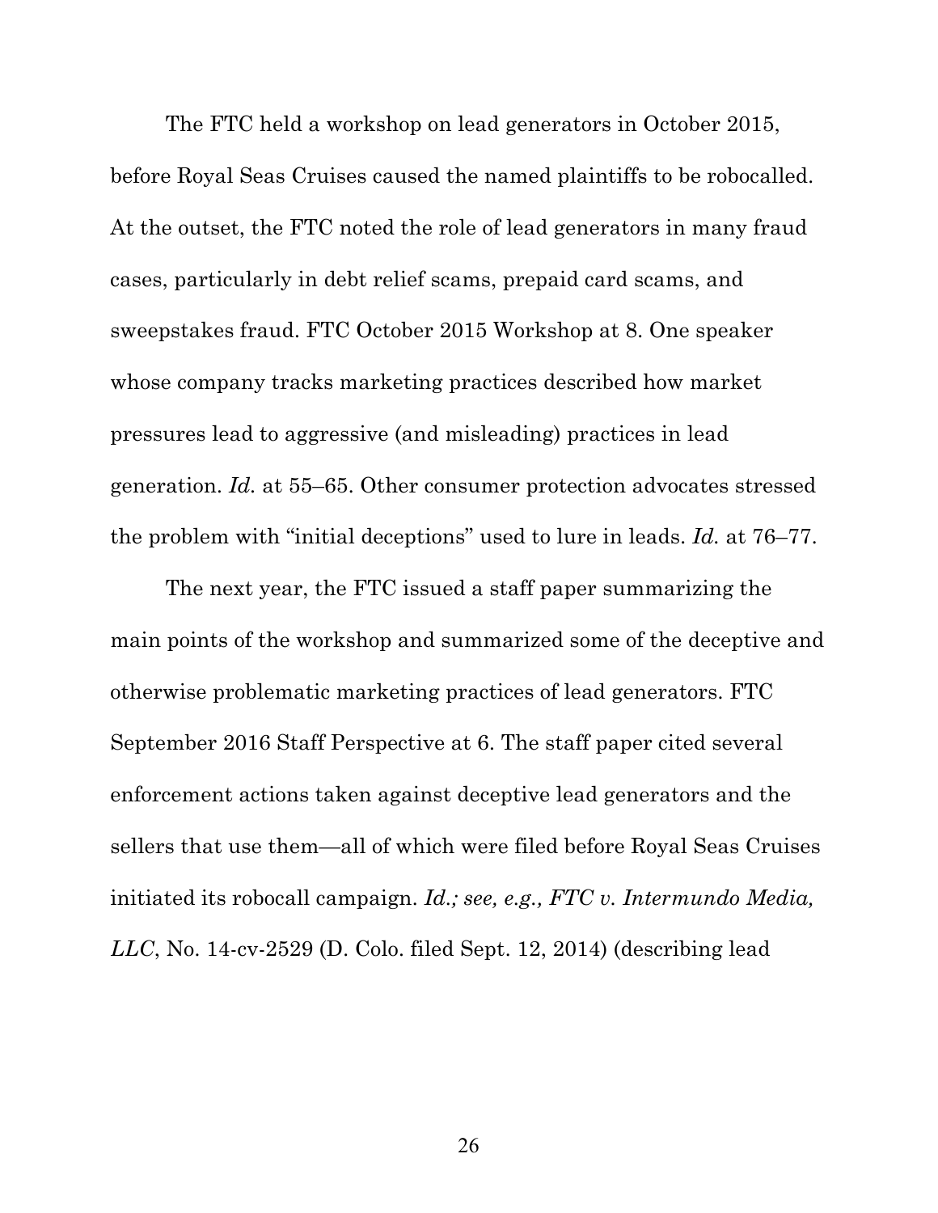The FTC held a workshop on lead generators in October 2015, before Royal Seas Cruises caused the named plaintiffs to be robocalled. At the outset, the FTC noted the role of lead generators in many fraud cases, particularly in debt relief scams, prepaid card scams, and sweepstakes fraud. FTC October 2015 Workshop at 8. One speaker whose company tracks marketing practices described how market pressures lead to aggressive (and misleading) practices in lead generation. *Id.* at 55–65. Other consumer protection advocates stressed the problem with "initial deceptions" used to lure in leads. *Id.* at 76–77.

The next year, the FTC issued a staff paper summarizing the main points of the workshop and summarized some of the deceptive and otherwise problematic marketing practices of lead generators. FTC September 2016 Staff Perspective at 6. The staff paper cited several enforcement actions taken against deceptive lead generators and the sellers that use them—all of which were filed before Royal Seas Cruises initiated its robocall campaign. *Id.; see, e.g., FTC v. Intermundo Media, LLC*, No. 14-cv-2529 (D. Colo. filed Sept. 12, 2014) (describing lead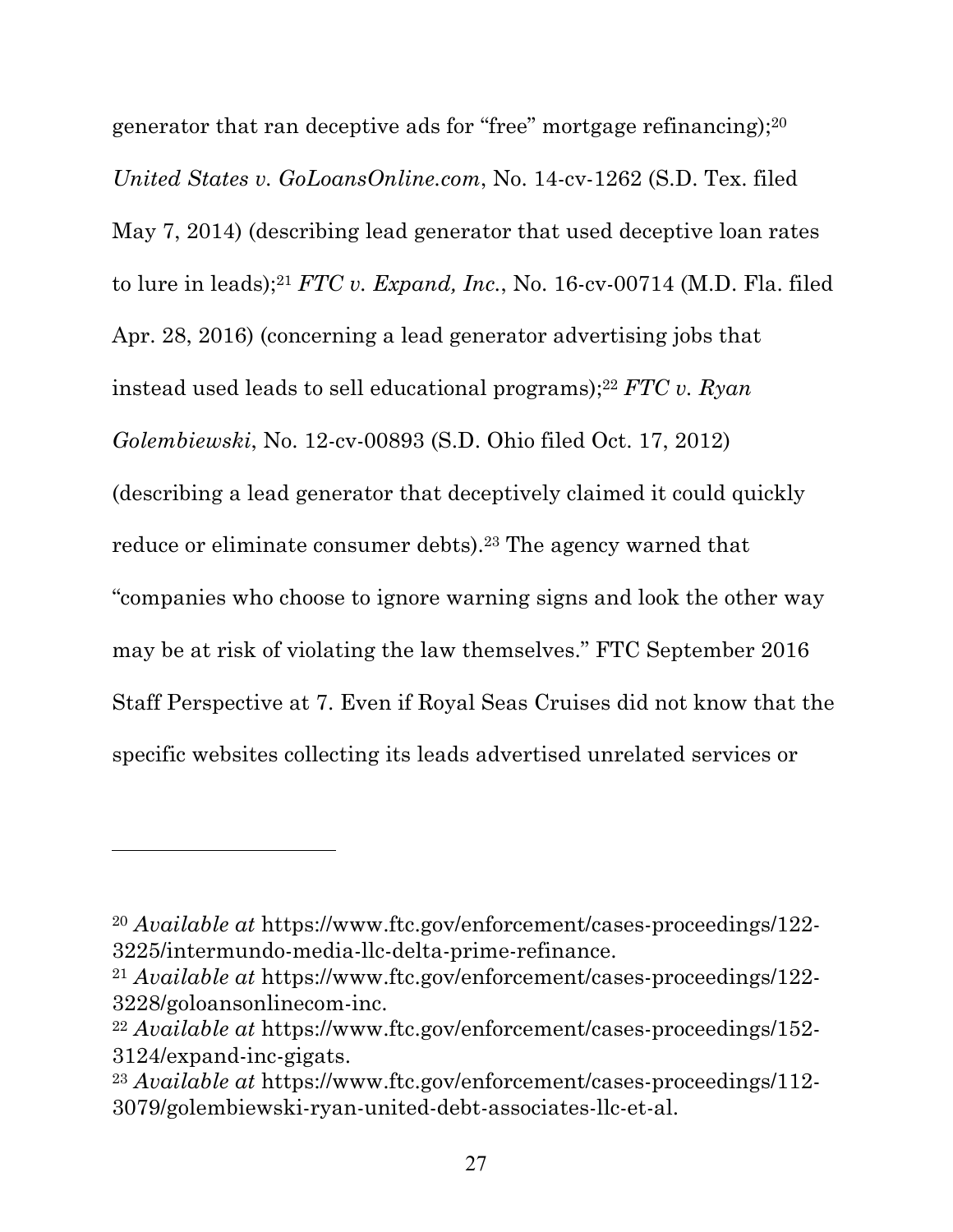generator that ran deceptive ads for "free" mortgage refinancing);[20] *United States v. GoLoansOnline.com*, No. 14-cv-1262 (S.D. Tex. filed May 7, 2014) (describing lead generator that used deceptive loan rates to lure in leads);[21] *FTC v. Expand, Inc.*, No. 16-cv-00714 (M.D. Fla. filed Apr. 28, 2016) (concerning a lead generator advertising jobs that instead used leads to sell educational programs);[22] *FTC v. Ryan Golembiewski*, No. 12-cv-00893 (S.D. Ohio filed Oct. 17, 2012) (describing a lead generator that deceptively claimed it could quickly reduce or eliminate consumer debts).[23] The agency warned that "companies who choose to ignore warning signs and look the other way may be at risk of violating the law themselves." FTC September 2016 Staff Perspective at 7. Even if Royal Seas Cruises did not know that the specific websites collecting its leads advertised unrelated services or

---

[20] *Available at* https://www.ftc.gov/enforcement/cases-proceedings/122-3225/intermundo-media-llc-delta-prime-refinance.

[21] *Available at* https://www.ftc.gov/enforcement/cases-proceedings/122-3228/goloansonlinecom-inc.

[22] *Available at* https://www.ftc.gov/enforcement/cases-proceedings/152-3124/expand-inc-gigats.

[23] *Available at* https://www.ftc.gov/enforcement/cases-proceedings/112-3079/golembiewski-ryan-united-debt-associates-llc-et-al.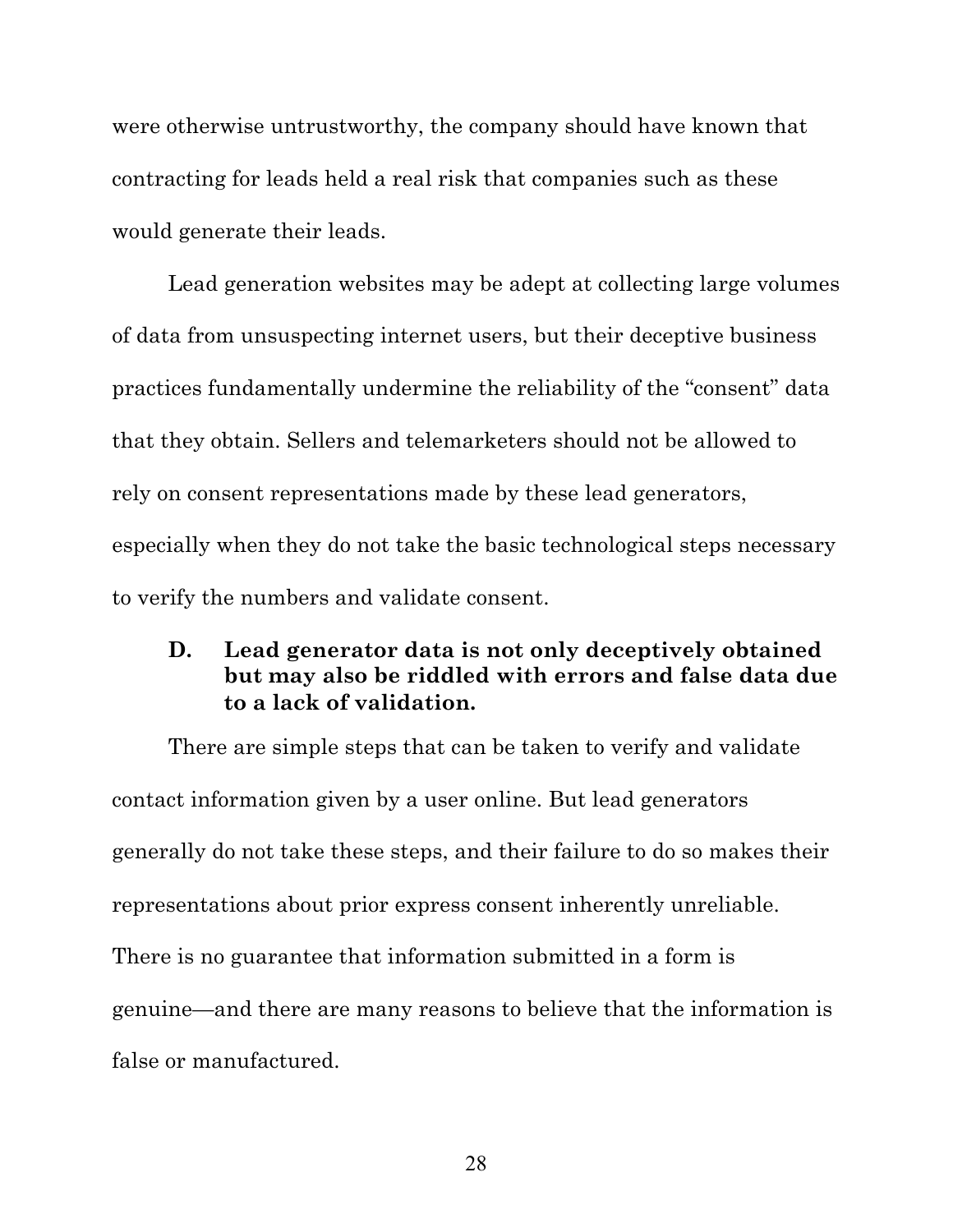were otherwise untrustworthy, the company should have known that contracting for leads held a real risk that companies such as these would generate their leads.

Lead generation websites may be adept at collecting large volumes of data from unsuspecting internet users, but their deceptive business practices fundamentally undermine the reliability of the "consent" data that they obtain. Sellers and telemarketers should not be allowed to rely on consent representations made by these lead generators, especially when they do not take the basic technological steps necessary to verify the numbers and validate consent.

### D. Lead generator data is not only deceptively obtained but may also be riddled with errors and false data due to a lack of validation.

There are simple steps that can be taken to verify and validate contact information given by a user online. But lead generators generally do not take these steps, and their failure to do so makes their representations about prior express consent inherently unreliable. There is no guarantee that information submitted in a form is genuine—and there are many reasons to believe that the information is false or manufactured.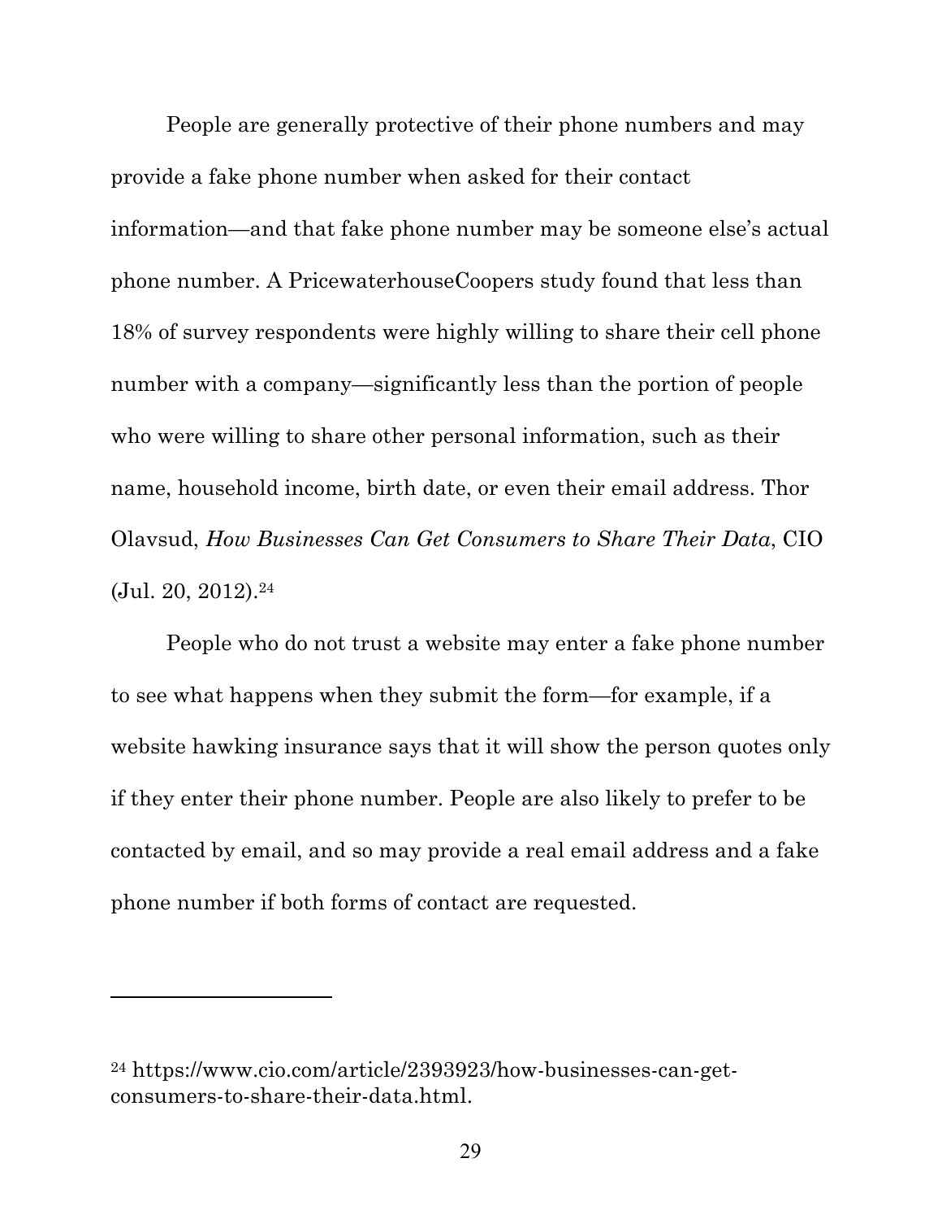People are generally protective of their phone numbers and may provide a fake phone number when asked for their contact information—and that fake phone number may be someone else's actual phone number. A PricewaterhouseCoopers study found that less than 18% of survey respondents were highly willing to share their cell phone number with a company—significantly less than the portion of people who were willing to share other personal information, such as their name, household income, birth date, or even their email address. Thor Olavsud, *How Businesses Can Get Consumers to Share Their Data*, CIO (Jul. 20, 2012).[24]

People who do not trust a website may enter a fake phone number to see what happens when they submit the form—for example, if a website hawking insurance says that it will show the person quotes only if they enter their phone number. People are also likely to prefer to be contacted by email, and so may provide a real email address and a fake phone number if both forms of contact are requested.

---

[24] https://www.cio.com/article/2393923/how-businesses-can-get-consumers-to-share-their-data.html.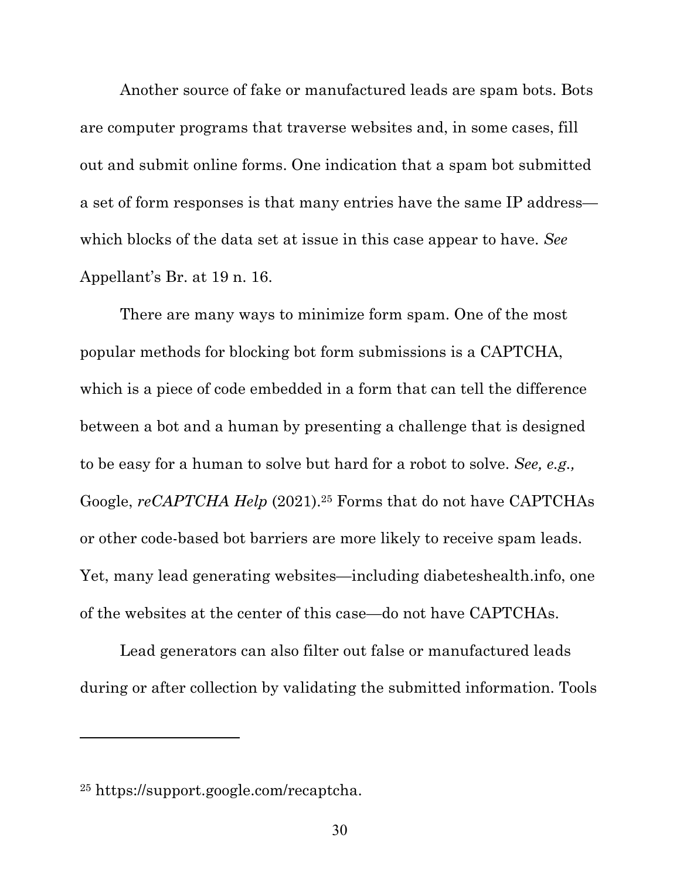Another source of fake or manufactured leads are spam bots. Bots are computer programs that traverse websites and, in some cases, fill out and submit online forms. One indication that a spam bot submitted a set of form responses is that many entries have the same IP address—which blocks of the data set at issue in this case appear to have. *See* Appellant's Br. at 19 n. 16.

There are many ways to minimize form spam. One of the most popular methods for blocking bot form submissions is a CAPTCHA, which is a piece of code embedded in a form that can tell the difference between a bot and a human by presenting a challenge that is designed to be easy for a human to solve but hard for a robot to solve. *See, e.g.,* Google, *reCAPTCHA Help* (2021).[25] Forms that do not have CAPTCHAs or other code-based bot barriers are more likely to receive spam leads. Yet, many lead generating websites—including diabeteshealth.info, one of the websites at the center of this case—do not have CAPTCHAs.

Lead generators can also filter out false or manufactured leads during or after collection by validating the submitted information. Tools

---

[25] https://support.google.com/recaptcha.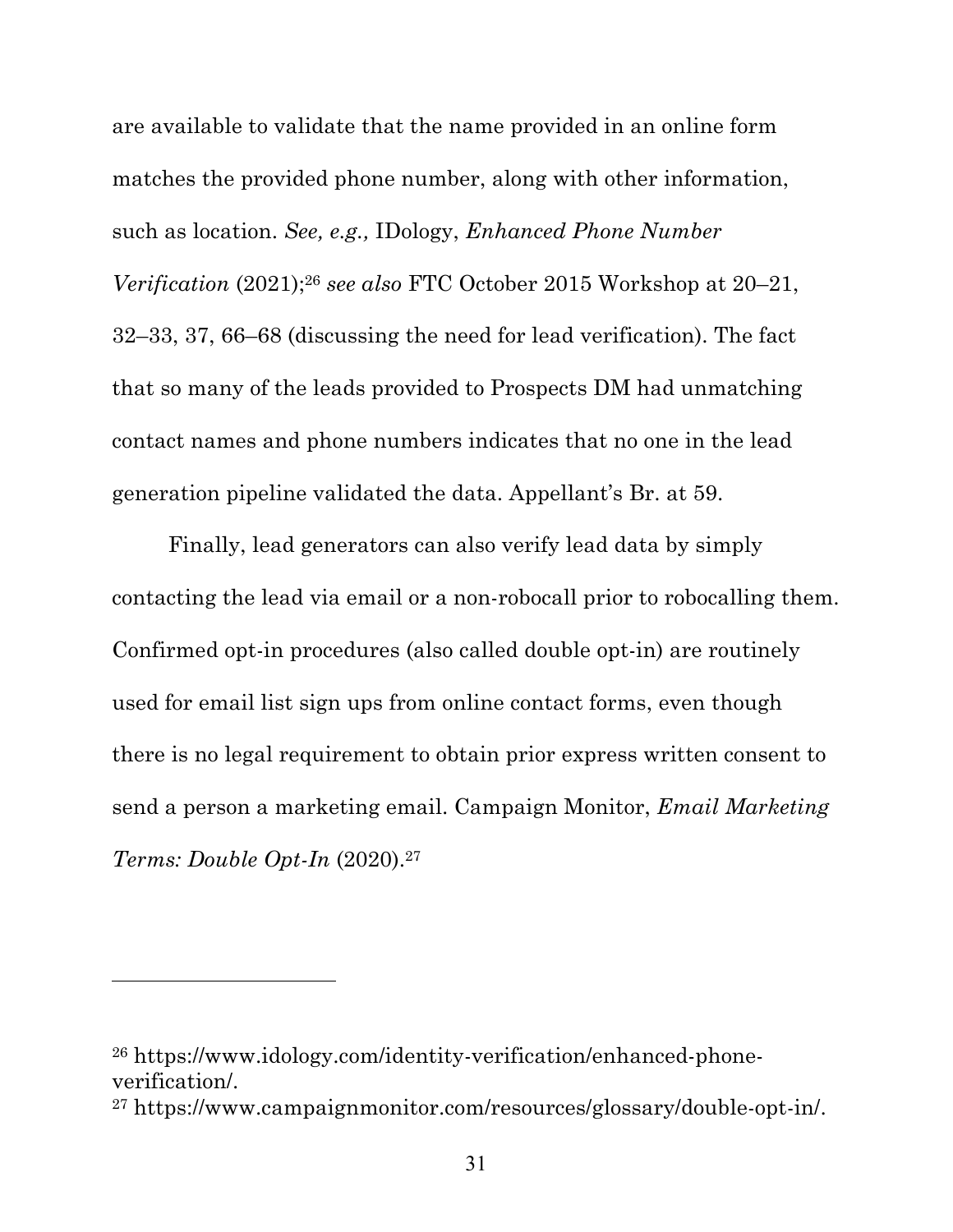are available to validate that the name provided in an online form matches the provided phone number, along with other information, such as location. *See, e.g.,* IDology, *Enhanced Phone Number Verification* (2021);[26] *see also* FTC October 2015 Workshop at 20–21, 32–33, 37, 66–68 (discussing the need for lead verification). The fact that so many of the leads provided to Prospects DM had unmatching contact names and phone numbers indicates that no one in the lead generation pipeline validated the data. Appellant's Br. at 59.

Finally, lead generators can also verify lead data by simply contacting the lead via email or a non-robocall prior to robocalling them. Confirmed opt-in procedures (also called double opt-in) are routinely used for email list sign ups from online contact forms, even though there is no legal requirement to obtain prior express written consent to send a person a marketing email. Campaign Monitor, *Email Marketing Terms: Double Opt-In* (2020).[27]

---

[26] https://www.idology.com/identity-verification/enhanced-phone-verification/.

[27] https://www.campaignmonitor.com/resources/glossary/double-opt-in/.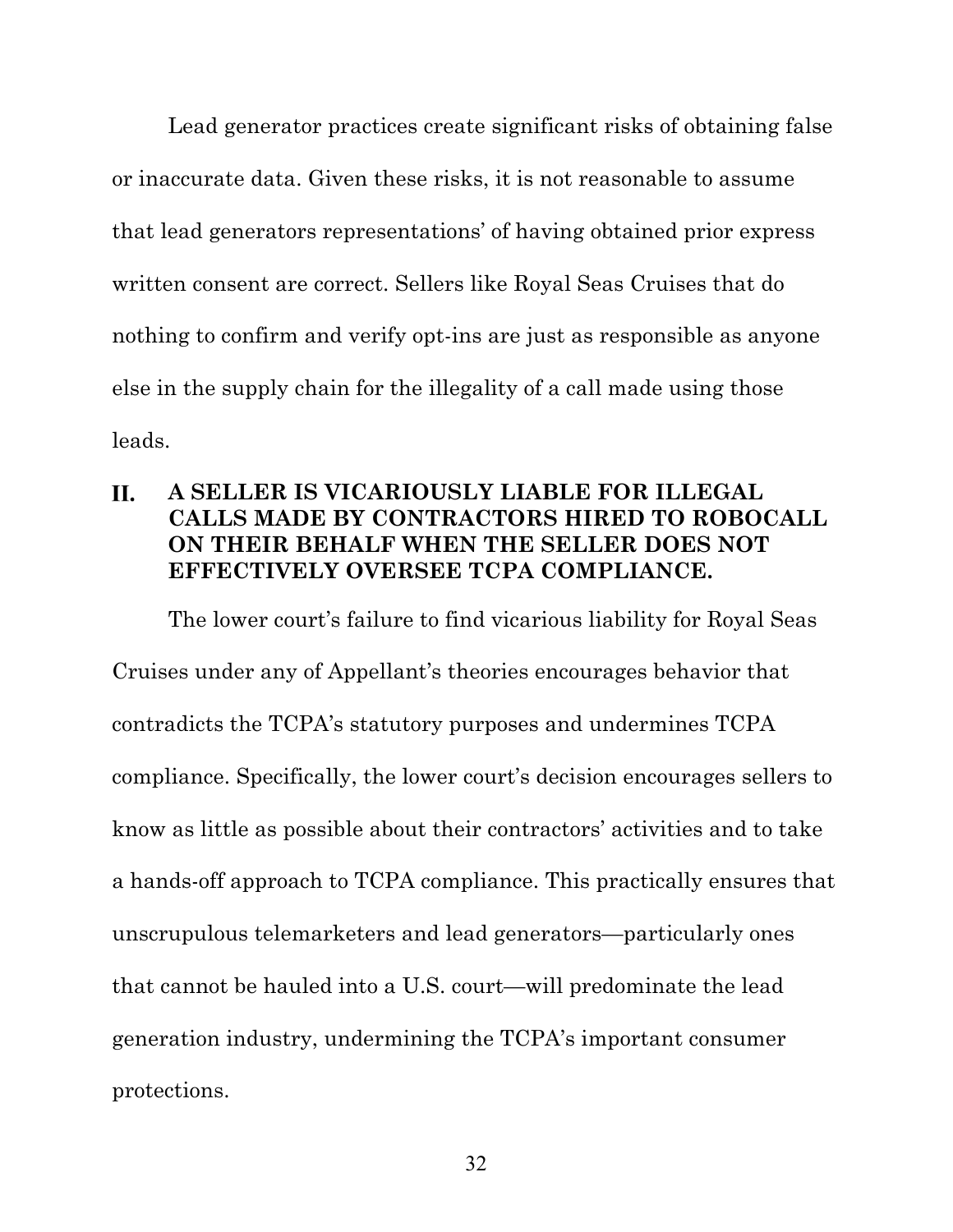Lead generator practices create significant risks of obtaining false or inaccurate data. Given these risks, it is not reasonable to assume that lead generators representations' of having obtained prior express written consent are correct. Sellers like Royal Seas Cruises that do nothing to confirm and verify opt-ins are just as responsible as anyone else in the supply chain for the illegality of a call made using those leads.

## II. A SELLER IS VICARIOUSLY LIABLE FOR ILLEGAL CALLS MADE BY CONTRACTORS HIRED TO ROBOCALL ON THEIR BEHALF WHEN THE SELLER DOES NOT EFFECTIVELY OVERSEE TCPA COMPLIANCE.

The lower court's failure to find vicarious liability for Royal Seas Cruises under any of Appellant's theories encourages behavior that contradicts the TCPA's statutory purposes and undermines TCPA compliance. Specifically, the lower court's decision encourages sellers to know as little as possible about their contractors' activities and to take a hands-off approach to TCPA compliance. This practically ensures that unscrupulous telemarketers and lead generators—particularly ones that cannot be hauled into a U.S. court—will predominate the lead generation industry, undermining the TCPA's important consumer protections.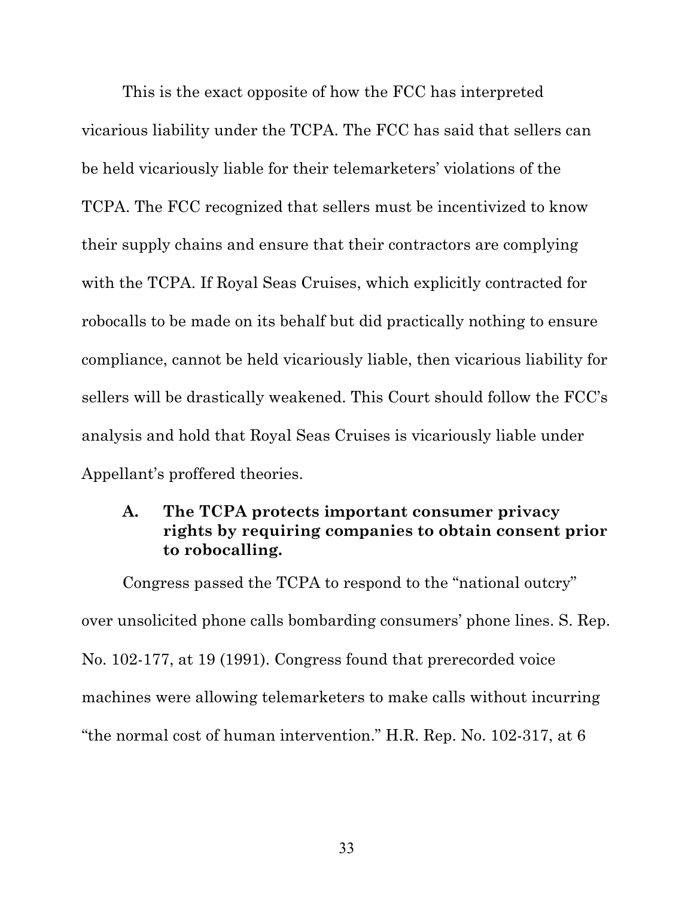This is the exact opposite of how the FCC has interpreted vicarious liability under the TCPA. The FCC has said that sellers can be held vicariously liable for their telemarketers' violations of the TCPA. The FCC recognized that sellers must be incentivized to know their supply chains and ensure that their contractors are complying with the TCPA. If Royal Seas Cruises, which explicitly contracted for robocalls to be made on its behalf but did practically nothing to ensure compliance, cannot be held vicariously liable, then vicarious liability for sellers will be drastically weakened. This Court should follow the FCC's analysis and hold that Royal Seas Cruises is vicariously liable under Appellant's proffered theories.

### A. The TCPA protects important consumer privacy rights by requiring companies to obtain consent prior to robocalling.

Congress passed the TCPA to respond to the "national outcry" over unsolicited phone calls bombarding consumers' phone lines. S. Rep. No. 102-177, at 19 (1991). Congress found that prerecorded voice machines were allowing telemarketers to make calls without incurring "the normal cost of human intervention." H.R. Rep. No. 102-317, at 6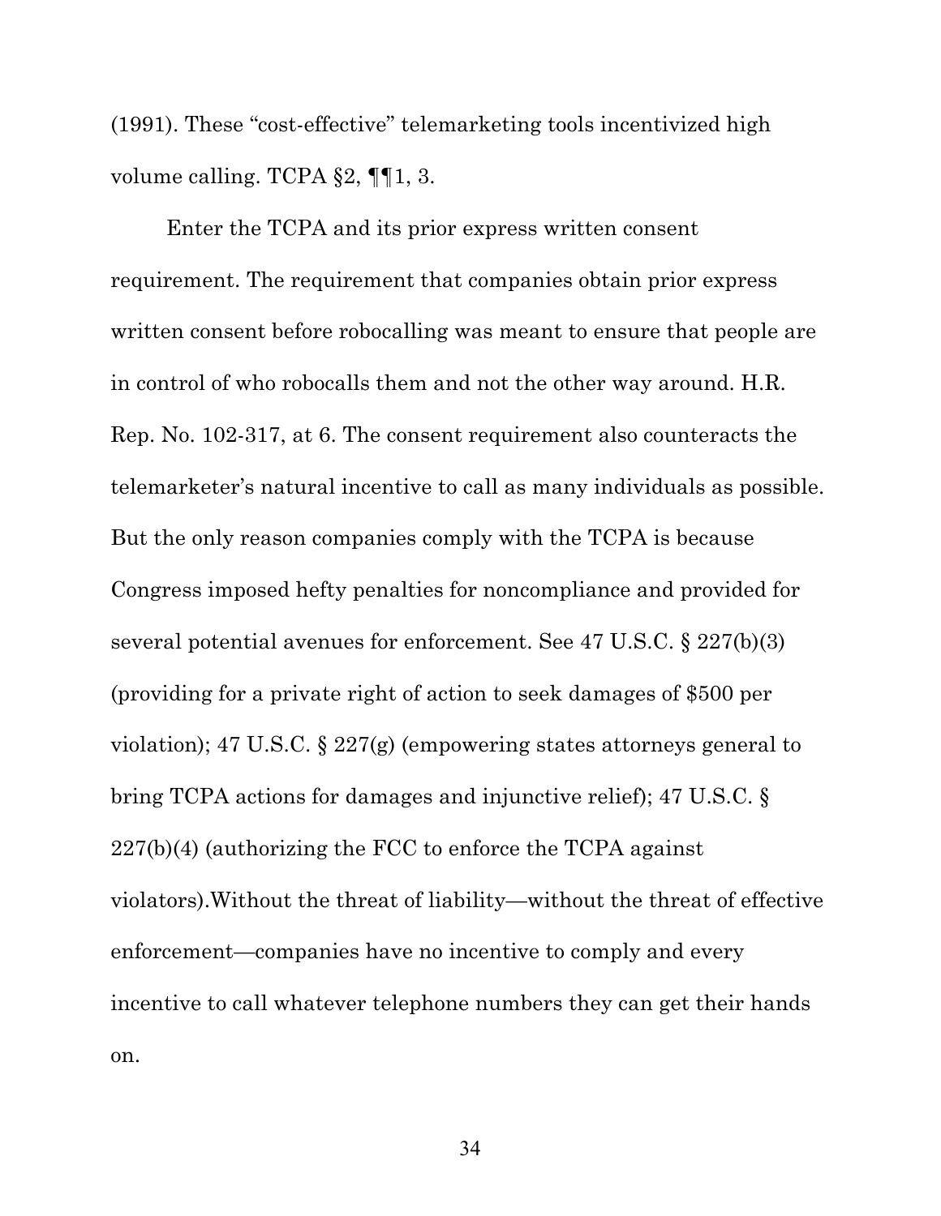(1991). These "cost-effective" telemarketing tools incentivized high volume calling. TCPA §2, ¶¶1, 3.

Enter the TCPA and its prior express written consent requirement. The requirement that companies obtain prior express written consent before robocalling was meant to ensure that people are in control of who robocalls them and not the other way around. H.R. Rep. No. 102-317, at 6. The consent requirement also counteracts the telemarketer's natural incentive to call as many individuals as possible. But the only reason companies comply with the TCPA is because Congress imposed hefty penalties for noncompliance and provided for several potential avenues for enforcement. See 47 U.S.C. § 227(b)(3) (providing for a private right of action to seek damages of $500 per violation); 47 U.S.C. § 227(g) (empowering states attorneys general to bring TCPA actions for damages and injunctive relief); 47 U.S.C. § 227(b)(4) (authorizing the FCC to enforce the TCPA against violators).Without the threat of liability—without the threat of effective enforcement—companies have no incentive to comply and every incentive to call whatever telephone numbers they can get their hands on.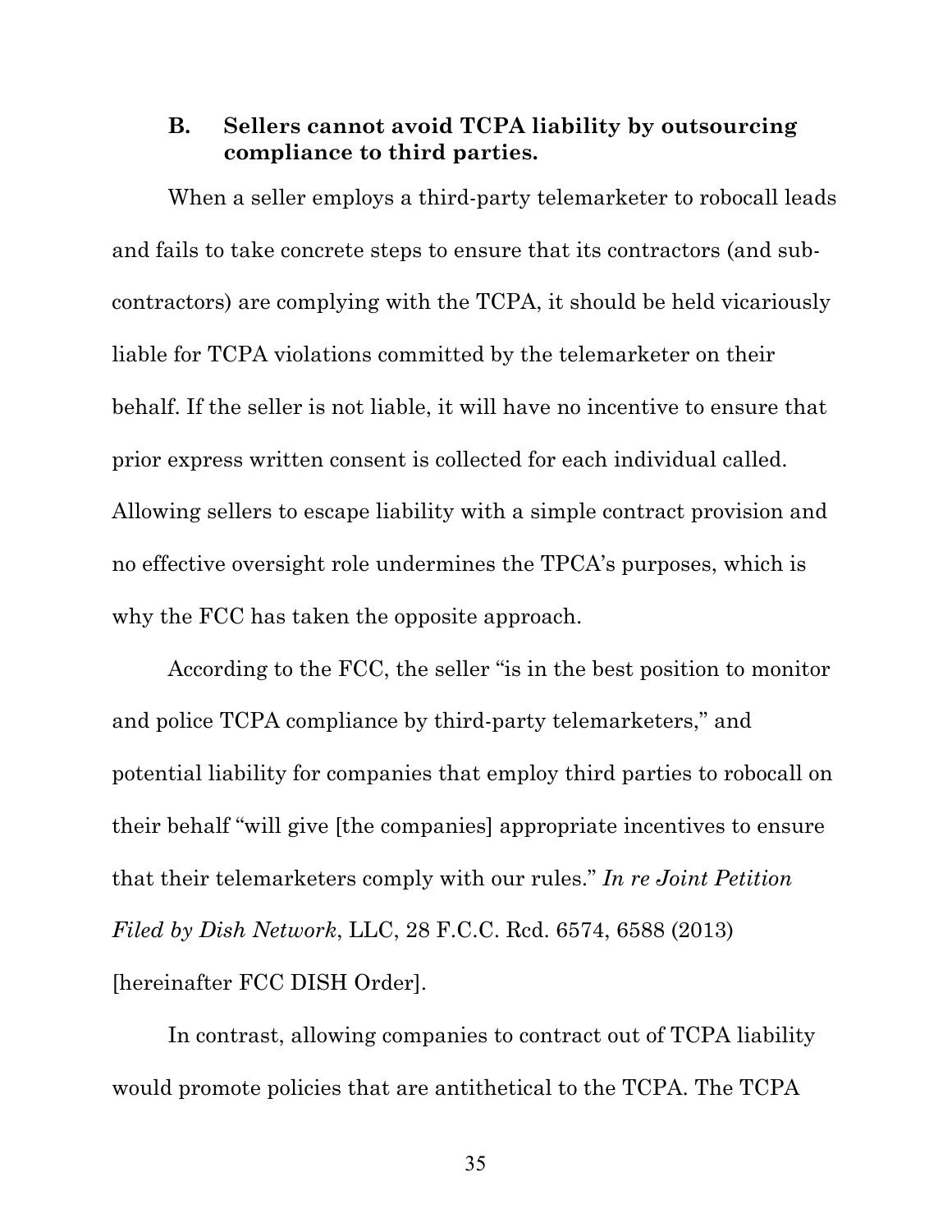### B. Sellers cannot avoid TCPA liability by outsourcing compliance to third parties.

When a seller employs a third-party telemarketer to robocall leads and fails to take concrete steps to ensure that its contractors (and sub-contractors) are complying with the TCPA, it should be held vicariously liable for TCPA violations committed by the telemarketer on their behalf. If the seller is not liable, it will have no incentive to ensure that prior express written consent is collected for each individual called. Allowing sellers to escape liability with a simple contract provision and no effective oversight role undermines the TPCA's purposes, which is why the FCC has taken the opposite approach.

According to the FCC, the seller "is in the best position to monitor and police TCPA compliance by third-party telemarketers," and potential liability for companies that employ third parties to robocall on their behalf "will give [the companies] appropriate incentives to ensure that their telemarketers comply with our rules." *In re Joint Petition Filed by Dish Network*, LLC, 28 F.C.C. Rcd. 6574, 6588 (2013) [hereinafter FCC DISH Order].

In contrast, allowing companies to contract out of TCPA liability would promote policies that are antithetical to the TCPA. The TCPA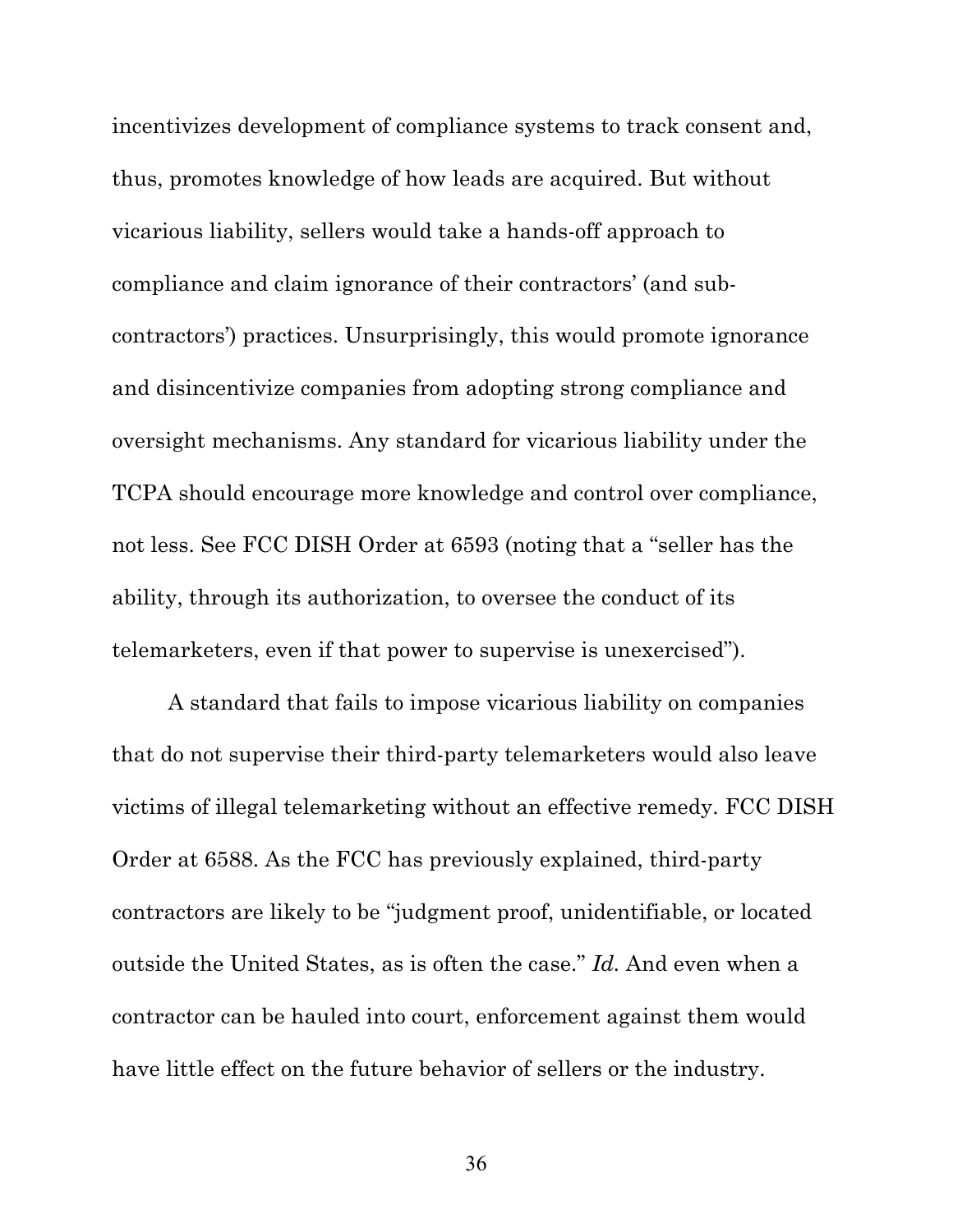incentivizes development of compliance systems to track consent and, thus, promotes knowledge of how leads are acquired. But without vicarious liability, sellers would take a hands-off approach to compliance and claim ignorance of their contractors' (and sub-contractors') practices. Unsurprisingly, this would promote ignorance and disincentivize companies from adopting strong compliance and oversight mechanisms. Any standard for vicarious liability under the TCPA should encourage more knowledge and control over compliance, not less. See FCC DISH Order at 6593 (noting that a "seller has the ability, through its authorization, to oversee the conduct of its telemarketers, even if that power to supervise is unexercised").

A standard that fails to impose vicarious liability on companies that do not supervise their third-party telemarketers would also leave victims of illegal telemarketing without an effective remedy. FCC DISH Order at 6588. As the FCC has previously explained, third-party contractors are likely to be "judgment proof, unidentifiable, or located outside the United States, as is often the case." *Id.* And even when a contractor can be hauled into court, enforcement against them would have little effect on the future behavior of sellers or the industry.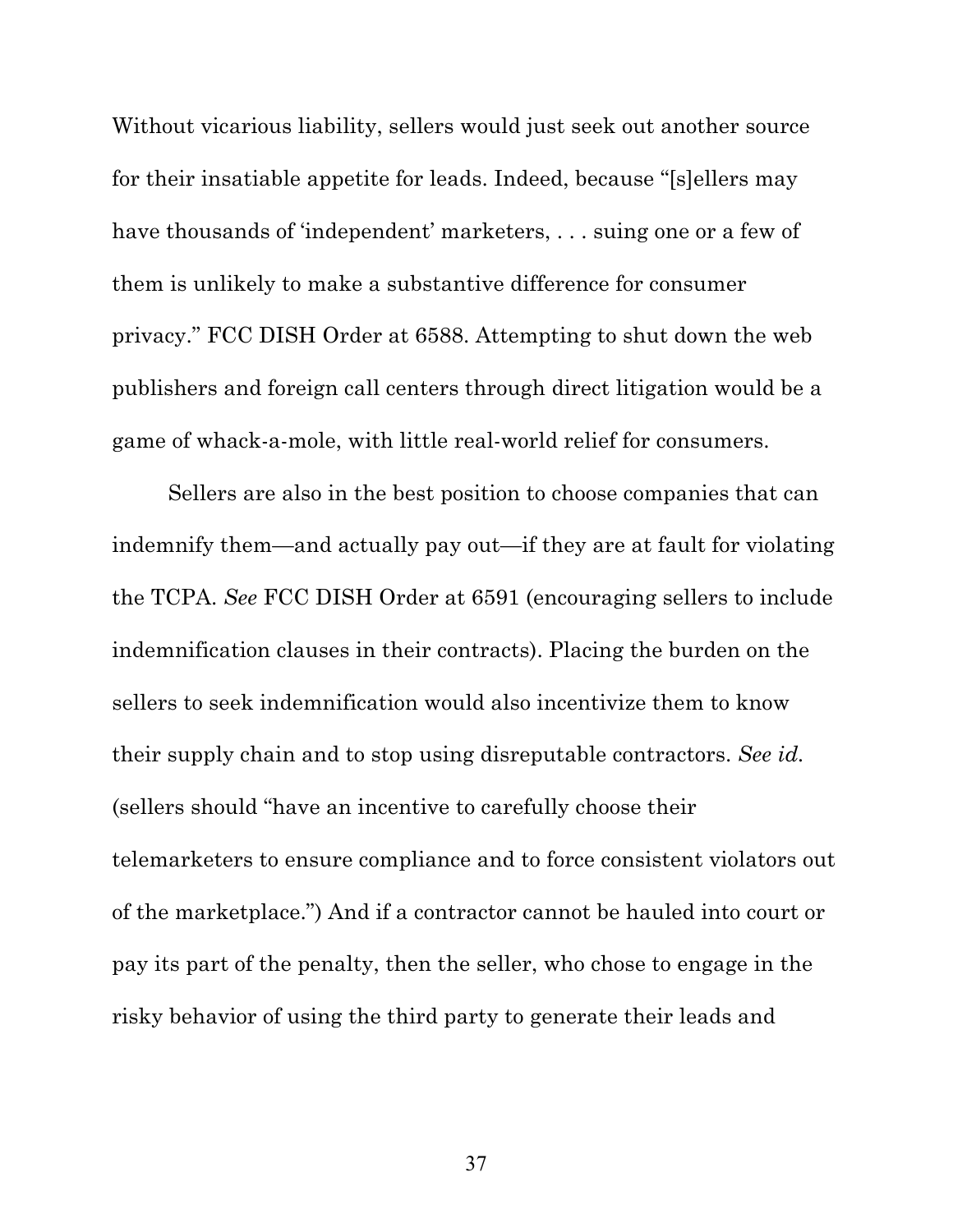Without vicarious liability, sellers would just seek out another source for their insatiable appetite for leads. Indeed, because "[s]ellers may have thousands of 'independent' marketers, . . . suing one or a few of them is unlikely to make a substantive difference for consumer privacy." FCC DISH Order at 6588. Attempting to shut down the web publishers and foreign call centers through direct litigation would be a game of whack-a-mole, with little real-world relief for consumers.

Sellers are also in the best position to choose companies that can indemnify them—and actually pay out—if they are at fault for violating the TCPA. *See* FCC DISH Order at 6591 (encouraging sellers to include indemnification clauses in their contracts). Placing the burden on the sellers to seek indemnification would also incentivize them to know their supply chain and to stop using disreputable contractors. *See id.* (sellers should "have an incentive to carefully choose their telemarketers to ensure compliance and to force consistent violators out of the marketplace.") And if a contractor cannot be hauled into court or pay its part of the penalty, then the seller, who chose to engage in the risky behavior of using the third party to generate their leads and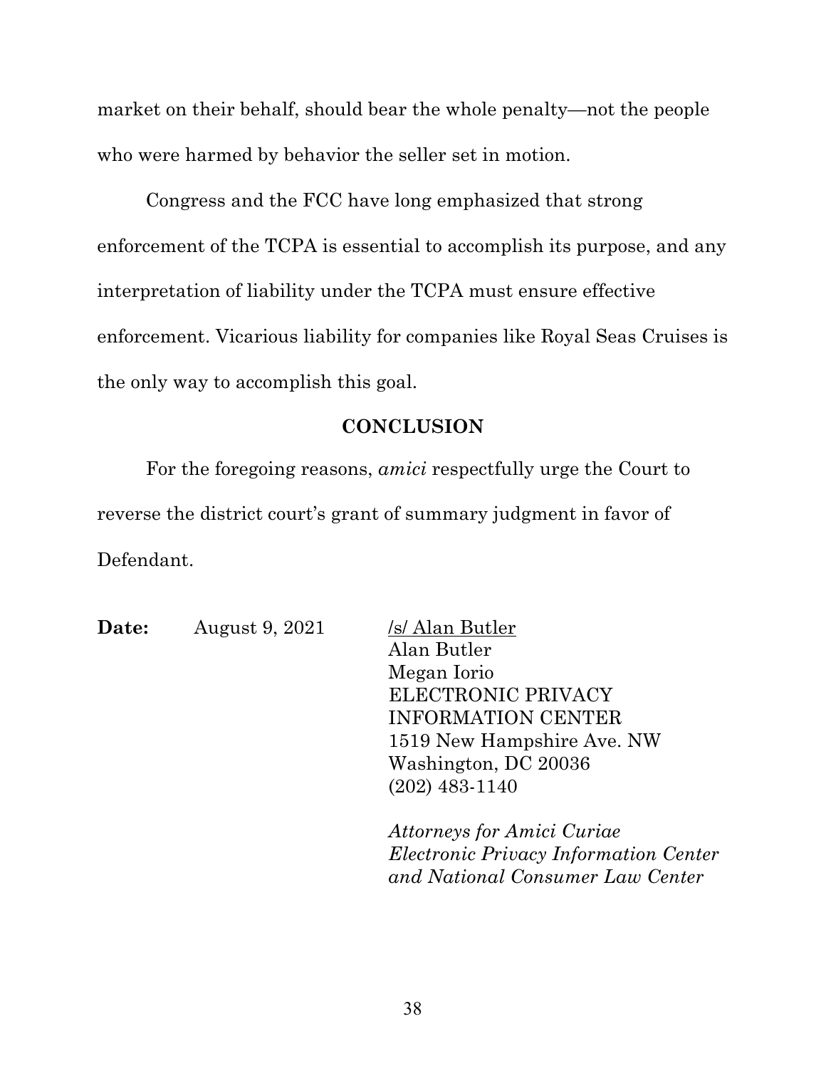market on their behalf, should bear the whole penalty—not the people who were harmed by behavior the seller set in motion.

Congress and the FCC have long emphasized that strong enforcement of the TCPA is essential to accomplish its purpose, and any interpretation of liability under the TCPA must ensure effective enforcement. Vicarious liability for companies like Royal Seas Cruises is the only way to accomplish this goal.

## CONCLUSION

For the foregoing reasons, *amici* respectfully urge the Court to reverse the district court's grant of summary judgment in favor of Defendant.

**Date:** August 9, 2021

/s/ Alan Butler
Alan Butler
Megan Iorio
ELECTRONIC PRIVACY INFORMATION CENTER
1519 New Hampshire Ave. NW
Washington, DC 20036
(202) 483-1140

*Attorneys for Amici Curiae Electronic Privacy Information Center and National Consumer Law Center*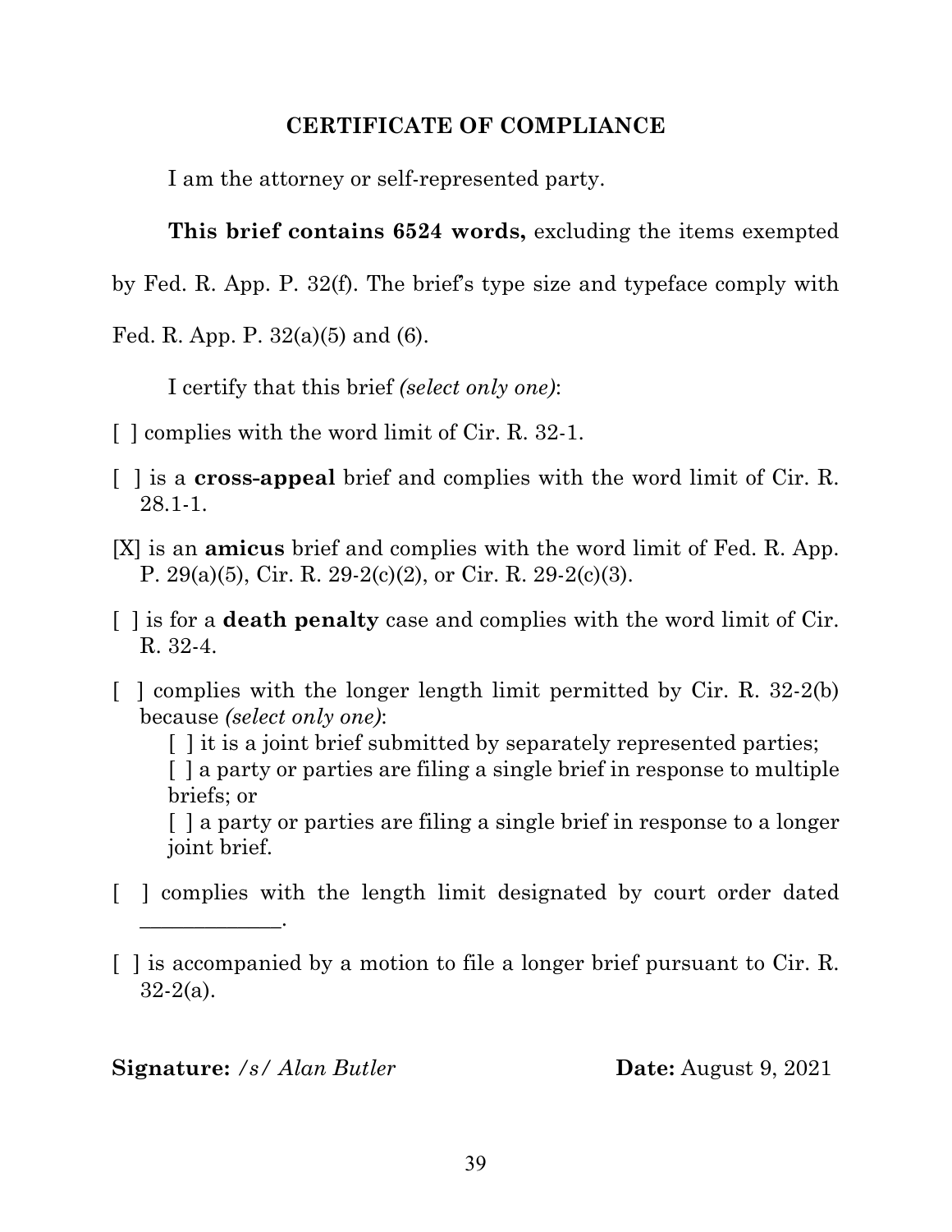## CERTIFICATE OF COMPLIANCE

I am the attorney or self-represented party.

**This brief contains 6524 words,** excluding the items exempted by Fed. R. App. P. 32(f). The brief's type size and typeface comply with Fed. R. App. P. 32(a)(5) and (6).

I certify that this brief *(select only one)*:

[ ] complies with the word limit of Cir. R. 32-1.

[ ] is a **cross-appeal** brief and complies with the word limit of Cir. R. 28.1-1.

[X] is an **amicus** brief and complies with the word limit of Fed. R. App. P. 29(a)(5), Cir. R. 29-2(c)(2), or Cir. R. 29-2(c)(3).

[ ] is for a **death penalty** case and complies with the word limit of Cir. R. 32-4.

[ ] complies with the longer length limit permitted by Cir. R. 32-2(b) because *(select only one)*:

[ ] it is a joint brief submitted by separately represented parties;

[ ] a party or parties are filing a single brief in response to multiple briefs; or

[ ] a party or parties are filing a single brief in response to a longer joint brief.

[ ] complies with the length limit designated by court order dated ____________.

[ ] is accompanied by a motion to file a longer brief pursuant to Cir. R. 32-2(a).

**Signature:** */s/ Alan Butler* **Date:** August 9, 2021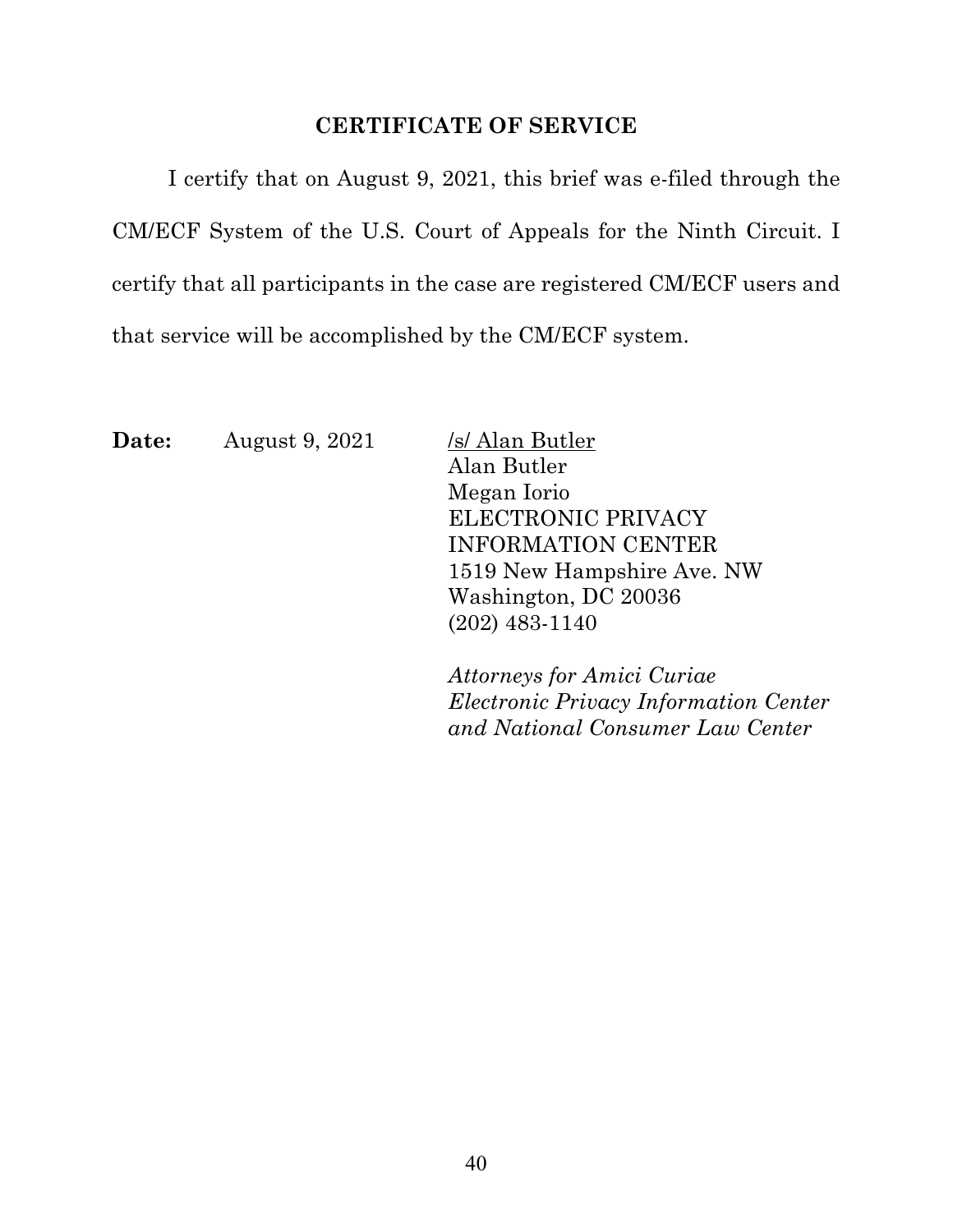## CERTIFICATE OF SERVICE

I certify that on August 9, 2021, this brief was e-filed through the CM/ECF System of the U.S. Court of Appeals for the Ninth Circuit. I certify that all participants in the case are registered CM/ECF users and that service will be accomplished by the CM/ECF system.

**Date:** August 9, 2021

/s/ Alan Butler
Alan Butler
Megan Iorio
ELECTRONIC PRIVACY INFORMATION CENTER
1519 New Hampshire Ave. NW
Washington, DC 20036
(202) 483-1140

*Attorneys for Amici Curiae Electronic Privacy Information Center and National Consumer Law Center*